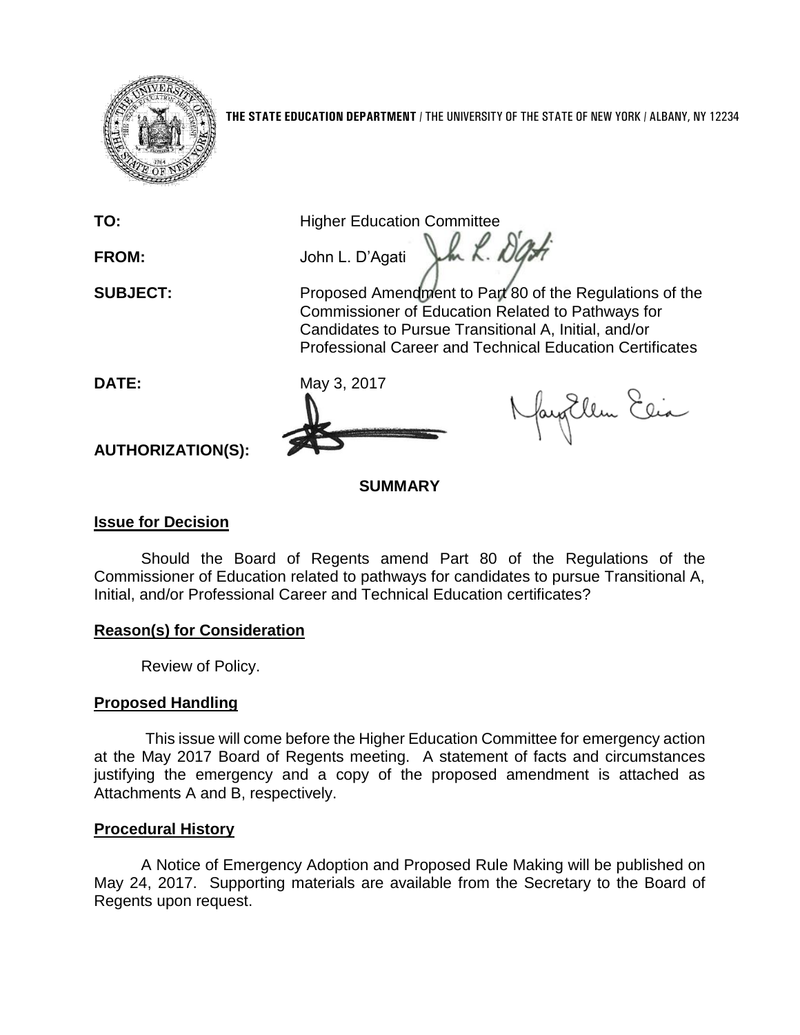**THE STATE EDUCATION DEPARTMENT** / THE UNIVERSITY OF THE STATE OF NEW YORK / ALBANY, NY 12234

**TO:** Higher Education Committee

**FROM:** John L. D'Agati

**SUBJECT:** Proposed Amendment to Part 80 of the Regulations of the Commissioner of Education Related to Pathways for Candidates to Pursue Transitional A, Initial, and/or Professional Career and Technical Education Certificates

**DATE:** May 3, 2017

**AUTHORIZATION(S):**

## SUMMARY

### Issue for Decision

Should the Board of Regents amend Part 80 of the Regulations of the Commissioner of Education related to pathways for candidates to pursue Transitional A, Initial, and/or Professional Career and Technical Education certificates?

### Reason(s) for Consideration

Review of Policy.

### Proposed Handling

This issue will come before the Higher Education Committee for emergency action at the May 2017 Board of Regents meeting. A statement of facts and circumstances justifying the emergency and a copy of the proposed amendment is attached as Attachments A and B, respectively.

### Procedural History

A Notice of Emergency Adoption and Proposed Rule Making will be published on May 24, 2017. Supporting materials are available from the Secretary to the Board of Regents upon request.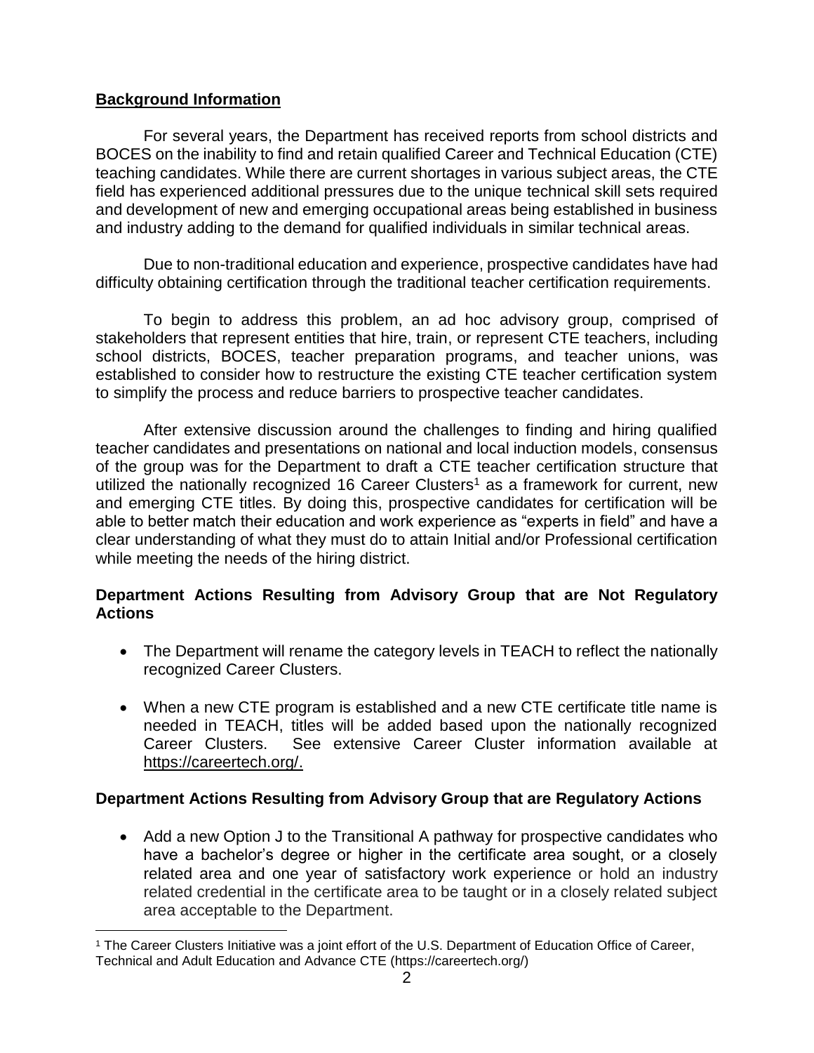**Background Information**

For several years, the Department has received reports from school districts and BOCES on the inability to find and retain qualified Career and Technical Education (CTE) teaching candidates. While there are current shortages in various subject areas, the CTE field has experienced additional pressures due to the unique technical skill sets required and development of new and emerging occupational areas being established in business and industry adding to the demand for qualified individuals in similar technical areas.

Due to non-traditional education and experience, prospective candidates have had difficulty obtaining certification through the traditional teacher certification requirements.

To begin to address this problem, an ad hoc advisory group, comprised of stakeholders that represent entities that hire, train, or represent CTE teachers, including school districts, BOCES, teacher preparation programs, and teacher unions, was established to consider how to restructure the existing CTE teacher certification system to simplify the process and reduce barriers to prospective teacher candidates.

After extensive discussion around the challenges to finding and hiring qualified teacher candidates and presentations on national and local induction models, consensus of the group was for the Department to draft a CTE teacher certification structure that utilized the nationally recognized 16 Career Clusters[1] as a framework for current, new and emerging CTE titles. By doing this, prospective candidates for certification will be able to better match their education and work experience as "experts in field" and have a clear understanding of what they must do to attain Initial and/or Professional certification while meeting the needs of the hiring district.

**Department Actions Resulting from Advisory Group that are Not Regulatory Actions**

- The Department will rename the category levels in TEACH to reflect the nationally recognized Career Clusters.
- When a new CTE program is established and a new CTE certificate title name is needed in TEACH, titles will be added based upon the nationally recognized Career Clusters. See extensive Career Cluster information available at https://careertech.org/.

**Department Actions Resulting from Advisory Group that are Regulatory Actions**

- Add a new Option J to the Transitional A pathway for prospective candidates who have a bachelor's degree or higher in the certificate area sought, or a closely related area and one year of satisfactory work experience or hold an industry related credential in the certificate area to be taught or in a closely related subject area acceptable to the Department.

[1] The Career Clusters Initiative was a joint effort of the U.S. Department of Education Office of Career, Technical and Adult Education and Advance CTE (https://careertech.org/)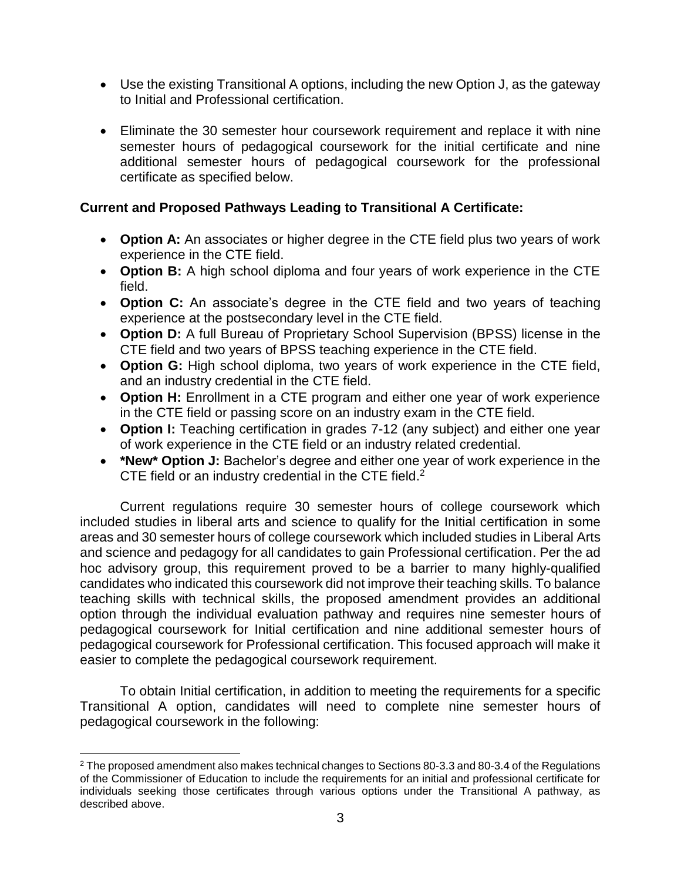- Use the existing Transitional A options, including the new Option J, as the gateway to Initial and Professional certification.

- Eliminate the 30 semester hour coursework requirement and replace it with nine semester hours of pedagogical coursework for the initial certificate and nine additional semester hours of pedagogical coursework for the professional certificate as specified below.

**Current and Proposed Pathways Leading to Transitional A Certificate:**

- **Option A:** An associates or higher degree in the CTE field plus two years of work experience in the CTE field.
- **Option B:** A high school diploma and four years of work experience in the CTE field.
- **Option C:** An associate's degree in the CTE field and two years of teaching experience at the postsecondary level in the CTE field.
- **Option D:** A full Bureau of Proprietary School Supervision (BPSS) license in the CTE field and two years of BPSS teaching experience in the CTE field.
- **Option G:** High school diploma, two years of work experience in the CTE field, and an industry credential in the CTE field.
- **Option H:** Enrollment in a CTE program and either one year of work experience in the CTE field or passing score on an industry exam in the CTE field.
- **Option I:** Teaching certification in grades 7-12 (any subject) and either one year of work experience in the CTE field or an industry related credential.
- ***New* Option J:** Bachelor's degree and either one year of work experience in the CTE field or an industry credential in the CTE field.[2]

Current regulations require 30 semester hours of college coursework which included studies in liberal arts and science to qualify for the Initial certification in some areas and 30 semester hours of college coursework which included studies in Liberal Arts and science and pedagogy for all candidates to gain Professional certification. Per the ad hoc advisory group, this requirement proved to be a barrier to many highly-qualified candidates who indicated this coursework did not improve their teaching skills. To balance teaching skills with technical skills, the proposed amendment provides an additional option through the individual evaluation pathway and requires nine semester hours of pedagogical coursework for Initial certification and nine additional semester hours of pedagogical coursework for Professional certification. This focused approach will make it easier to complete the pedagogical coursework requirement.

To obtain Initial certification, in addition to meeting the requirements for a specific Transitional A option, candidates will need to complete nine semester hours of pedagogical coursework in the following:

[2] The proposed amendment also makes technical changes to Sections 80-3.3 and 80-3.4 of the Regulations of the Commissioner of Education to include the requirements for an initial and professional certificate for individuals seeking those certificates through various options under the Transitional A pathway, as described above.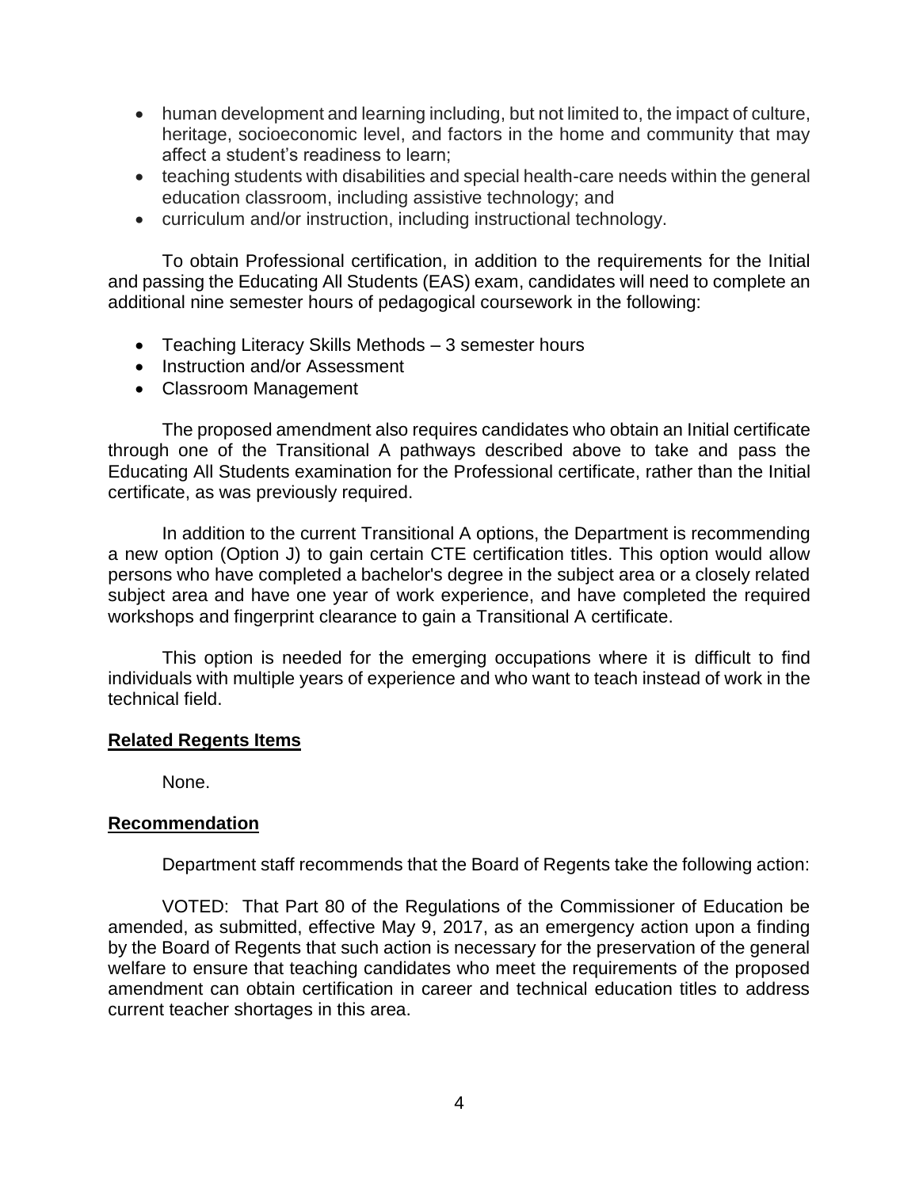- human development and learning including, but not limited to, the impact of culture, heritage, socioeconomic level, and factors in the home and community that may affect a student's readiness to learn;
- teaching students with disabilities and special health-care needs within the general education classroom, including assistive technology; and
- curriculum and/or instruction, including instructional technology.

To obtain Professional certification, in addition to the requirements for the Initial and passing the Educating All Students (EAS) exam, candidates will need to complete an additional nine semester hours of pedagogical coursework in the following:

- Teaching Literacy Skills Methods – 3 semester hours
- Instruction and/or Assessment
- Classroom Management

The proposed amendment also requires candidates who obtain an Initial certificate through one of the Transitional A pathways described above to take and pass the Educating All Students examination for the Professional certificate, rather than the Initial certificate, as was previously required.

In addition to the current Transitional A options, the Department is recommending a new option (Option J) to gain certain CTE certification titles. This option would allow persons who have completed a bachelor's degree in the subject area or a closely related subject area and have one year of work experience, and have completed the required workshops and fingerprint clearance to gain a Transitional A certificate.

This option is needed for the emerging occupations where it is difficult to find individuals with multiple years of experience and who want to teach instead of work in the technical field.

**Related Regents Items**

None.

**Recommendation**

Department staff recommends that the Board of Regents take the following action:

VOTED: That Part 80 of the Regulations of the Commissioner of Education be amended, as submitted, effective May 9, 2017, as an emergency action upon a finding by the Board of Regents that such action is necessary for the preservation of the general welfare to ensure that teaching candidates who meet the requirements of the proposed amendment can obtain certification in career and technical education titles to address current teacher shortages in this area.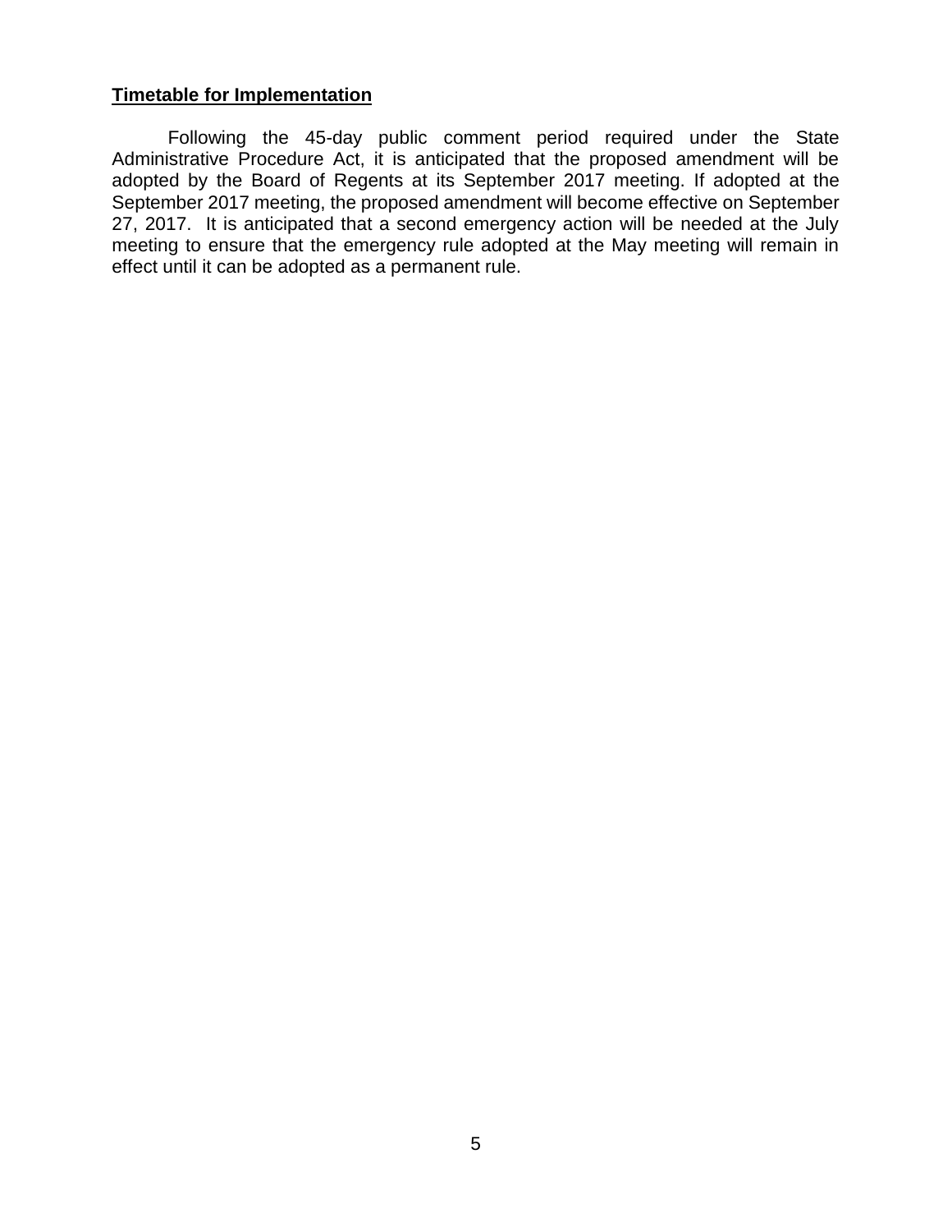**Timetable for Implementation**

Following the 45-day public comment period required under the State Administrative Procedure Act, it is anticipated that the proposed amendment will be adopted by the Board of Regents at its September 2017 meeting. If adopted at the September 2017 meeting, the proposed amendment will become effective on September 27, 2017. It is anticipated that a second emergency action will be needed at the July meeting to ensure that the emergency rule adopted at the May meeting will remain in effect until it can be adopted as a permanent rule.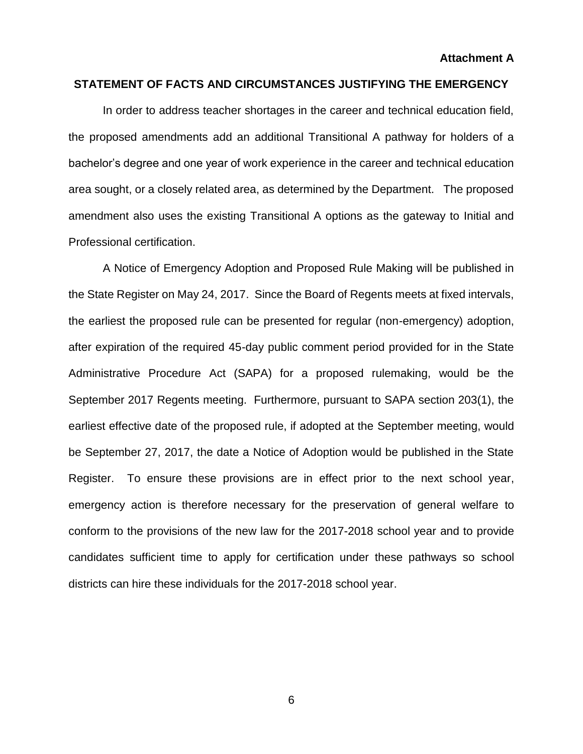**Attachment A**

## STATEMENT OF FACTS AND CIRCUMSTANCES JUSTIFYING THE EMERGENCY

In order to address teacher shortages in the career and technical education field, the proposed amendments add an additional Transitional A pathway for holders of a bachelor's degree and one year of work experience in the career and technical education area sought, or a closely related area, as determined by the Department. The proposed amendment also uses the existing Transitional A options as the gateway to Initial and Professional certification.

A Notice of Emergency Adoption and Proposed Rule Making will be published in the State Register on May 24, 2017. Since the Board of Regents meets at fixed intervals, the earliest the proposed rule can be presented for regular (non-emergency) adoption, after expiration of the required 45-day public comment period provided for in the State Administrative Procedure Act (SAPA) for a proposed rulemaking, would be the September 2017 Regents meeting. Furthermore, pursuant to SAPA section 203(1), the earliest effective date of the proposed rule, if adopted at the September meeting, would be September 27, 2017, the date a Notice of Adoption would be published in the State Register. To ensure these provisions are in effect prior to the next school year, emergency action is therefore necessary for the preservation of general welfare to conform to the provisions of the new law for the 2017-2018 school year and to provide candidates sufficient time to apply for certification under these pathways so school districts can hire these individuals for the 2017-2018 school year.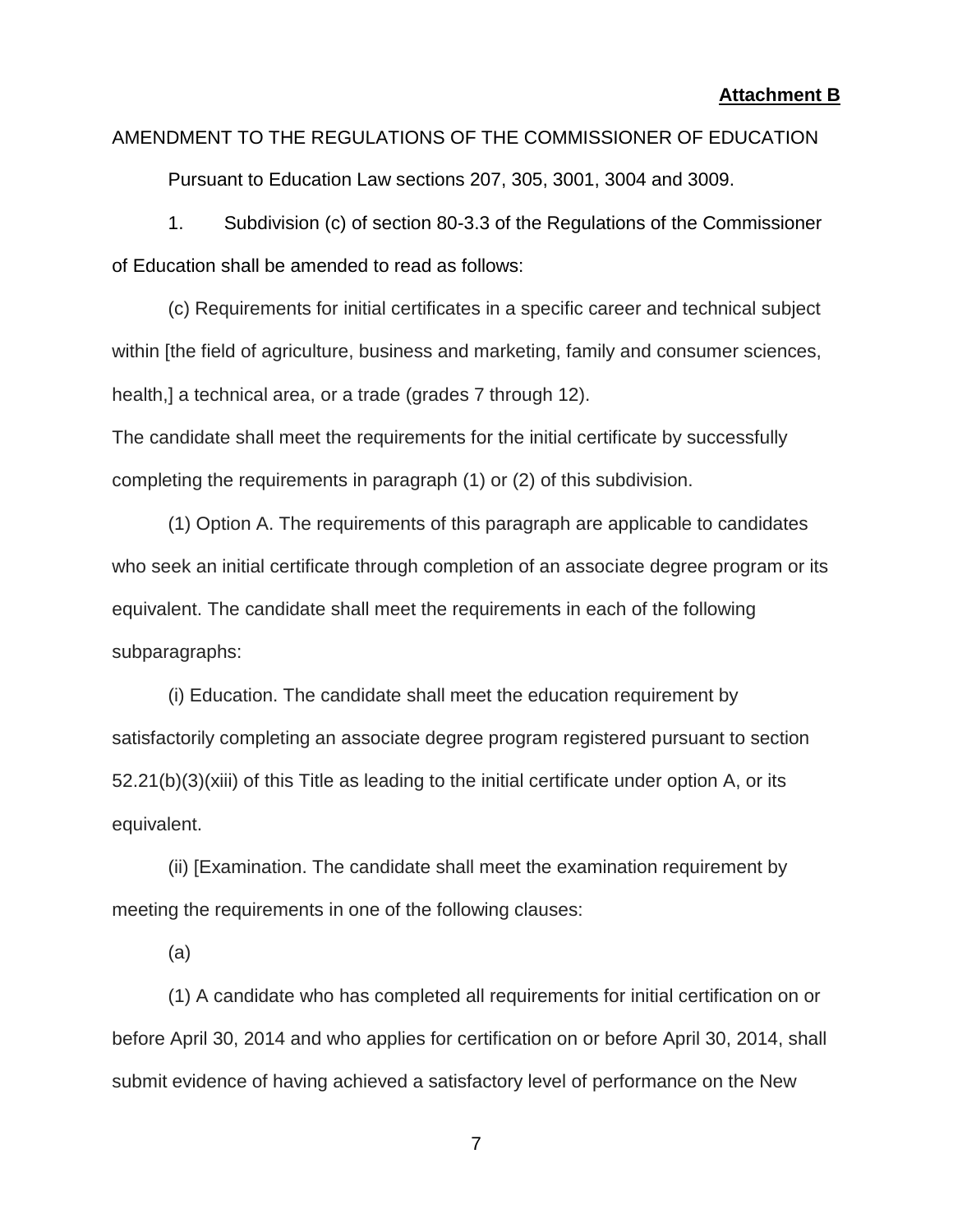**Attachment B**

AMENDMENT TO THE REGULATIONS OF THE COMMISSIONER OF EDUCATION

Pursuant to Education Law sections 207, 305, 3001, 3004 and 3009.

1. Subdivision (c) of section 80-3.3 of the Regulations of the Commissioner of Education shall be amended to read as follows:

(c) Requirements for initial certificates in a specific career and technical subject within [the field of agriculture, business and marketing, family and consumer sciences, health,] a technical area, or a trade (grades 7 through 12).

The candidate shall meet the requirements for the initial certificate by successfully completing the requirements in paragraph (1) or (2) of this subdivision.

(1) Option A. The requirements of this paragraph are applicable to candidates who seek an initial certificate through completion of an associate degree program or its equivalent. The candidate shall meet the requirements in each of the following subparagraphs:

(i) Education. The candidate shall meet the education requirement by satisfactorily completing an associate degree program registered pursuant to section 52.21(b)(3)(xiii) of this Title as leading to the initial certificate under option A, or its equivalent.

(ii) [Examination. The candidate shall meet the examination requirement by meeting the requirements in one of the following clauses:

(a)

(1) A candidate who has completed all requirements for initial certification on or before April 30, 2014 and who applies for certification on or before April 30, 2014, shall submit evidence of having achieved a satisfactory level of performance on the New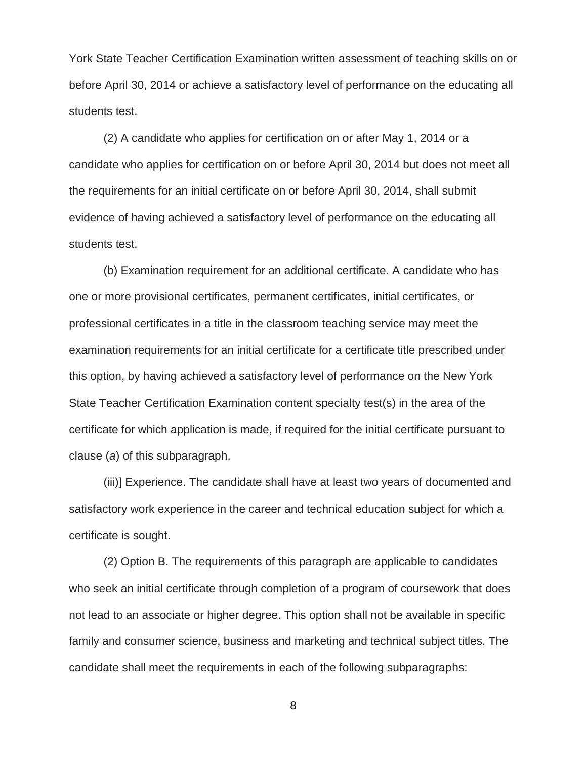York State Teacher Certification Examination written assessment of teaching skills on or before April 30, 2014 or achieve a satisfactory level of performance on the educating all students test.

(2) A candidate who applies for certification on or after May 1, 2014 or a candidate who applies for certification on or before April 30, 2014 but does not meet all the requirements for an initial certificate on or before April 30, 2014, shall submit evidence of having achieved a satisfactory level of performance on the educating all students test.

(b) Examination requirement for an additional certificate. A candidate who has one or more provisional certificates, permanent certificates, initial certificates, or professional certificates in a title in the classroom teaching service may meet the examination requirements for an initial certificate for a certificate title prescribed under this option, by having achieved a satisfactory level of performance on the New York State Teacher Certification Examination content specialty test(s) in the area of the certificate for which application is made, if required for the initial certificate pursuant to clause (*a*) of this subparagraph.

(iii)] Experience. The candidate shall have at least two years of documented and satisfactory work experience in the career and technical education subject for which a certificate is sought.

(2) Option B. The requirements of this paragraph are applicable to candidates who seek an initial certificate through completion of a program of coursework that does not lead to an associate or higher degree. This option shall not be available in specific family and consumer science, business and marketing and technical subject titles. The candidate shall meet the requirements in each of the following subparagraphs: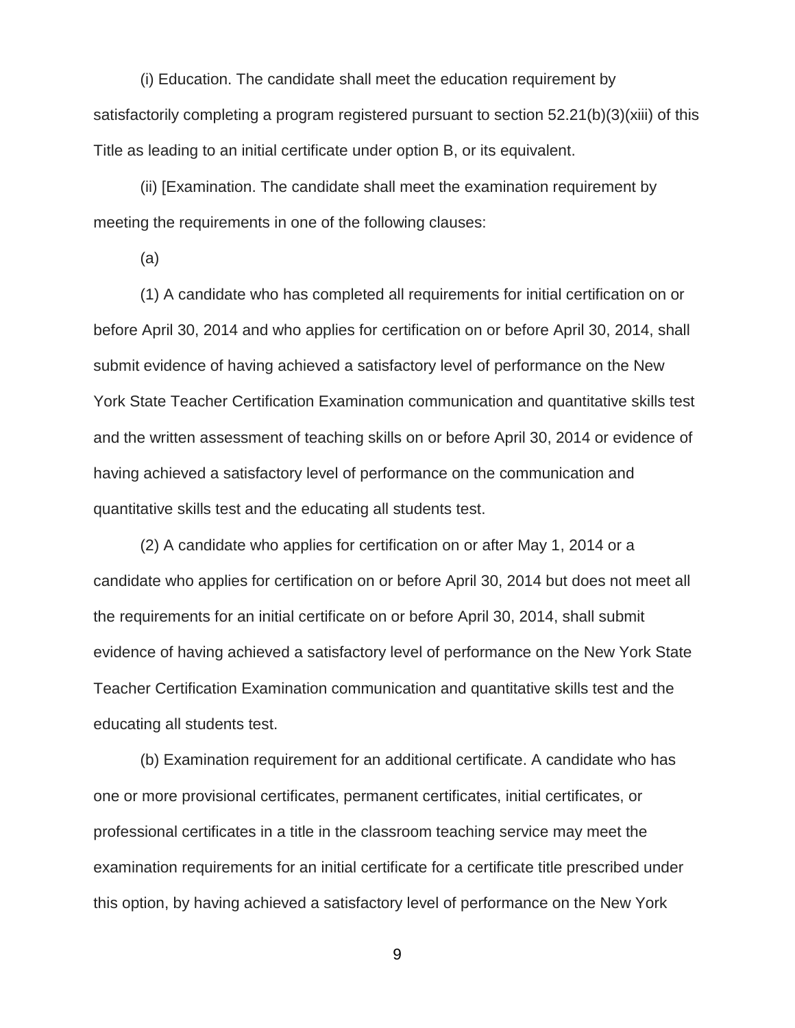(i) Education. The candidate shall meet the education requirement by satisfactorily completing a program registered pursuant to section 52.21(b)(3)(xiii) of this Title as leading to an initial certificate under option B, or its equivalent.

(ii) [Examination. The candidate shall meet the examination requirement by meeting the requirements in one of the following clauses:

(a)

(1) A candidate who has completed all requirements for initial certification on or before April 30, 2014 and who applies for certification on or before April 30, 2014, shall submit evidence of having achieved a satisfactory level of performance on the New York State Teacher Certification Examination communication and quantitative skills test and the written assessment of teaching skills on or before April 30, 2014 or evidence of having achieved a satisfactory level of performance on the communication and quantitative skills test and the educating all students test.

(2) A candidate who applies for certification on or after May 1, 2014 or a candidate who applies for certification on or before April 30, 2014 but does not meet all the requirements for an initial certificate on or before April 30, 2014, shall submit evidence of having achieved a satisfactory level of performance on the New York State Teacher Certification Examination communication and quantitative skills test and the educating all students test.

(b) Examination requirement for an additional certificate. A candidate who has one or more provisional certificates, permanent certificates, initial certificates, or professional certificates in a title in the classroom teaching service may meet the examination requirements for an initial certificate for a certificate title prescribed under this option, by having achieved a satisfactory level of performance on the New York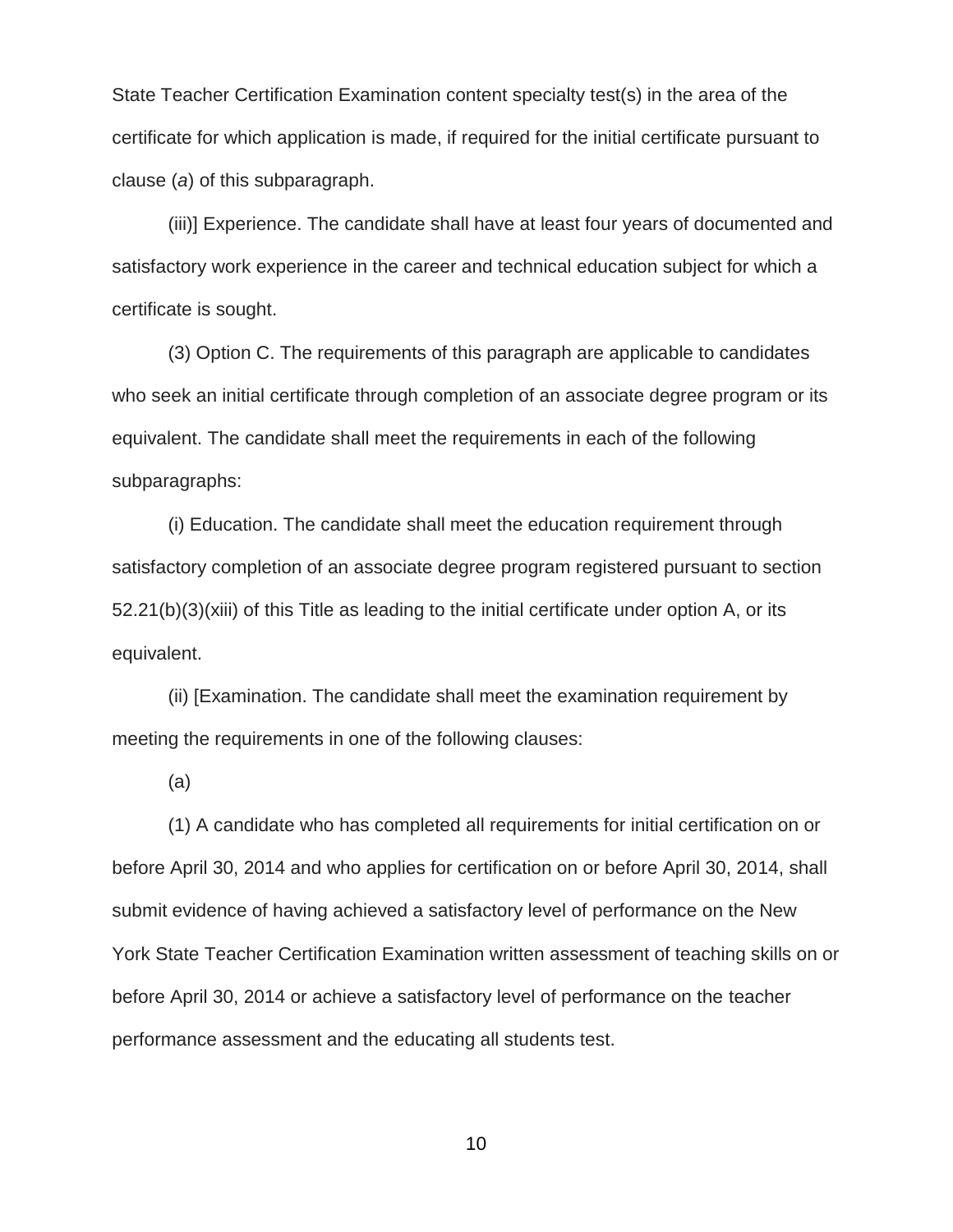State Teacher Certification Examination content specialty test(s) in the area of the certificate for which application is made, if required for the initial certificate pursuant to clause (*a*) of this subparagraph.

(iii)] Experience. The candidate shall have at least four years of documented and satisfactory work experience in the career and technical education subject for which a certificate is sought.

(3) Option C. The requirements of this paragraph are applicable to candidates who seek an initial certificate through completion of an associate degree program or its equivalent. The candidate shall meet the requirements in each of the following subparagraphs:

(i) Education. The candidate shall meet the education requirement through satisfactory completion of an associate degree program registered pursuant to section 52.21(b)(3)(xiii) of this Title as leading to the initial certificate under option A, or its equivalent.

(ii) [Examination. The candidate shall meet the examination requirement by meeting the requirements in one of the following clauses:

(a)

(1) A candidate who has completed all requirements for initial certification on or before April 30, 2014 and who applies for certification on or before April 30, 2014, shall submit evidence of having achieved a satisfactory level of performance on the New York State Teacher Certification Examination written assessment of teaching skills on or before April 30, 2014 or achieve a satisfactory level of performance on the teacher performance assessment and the educating all students test.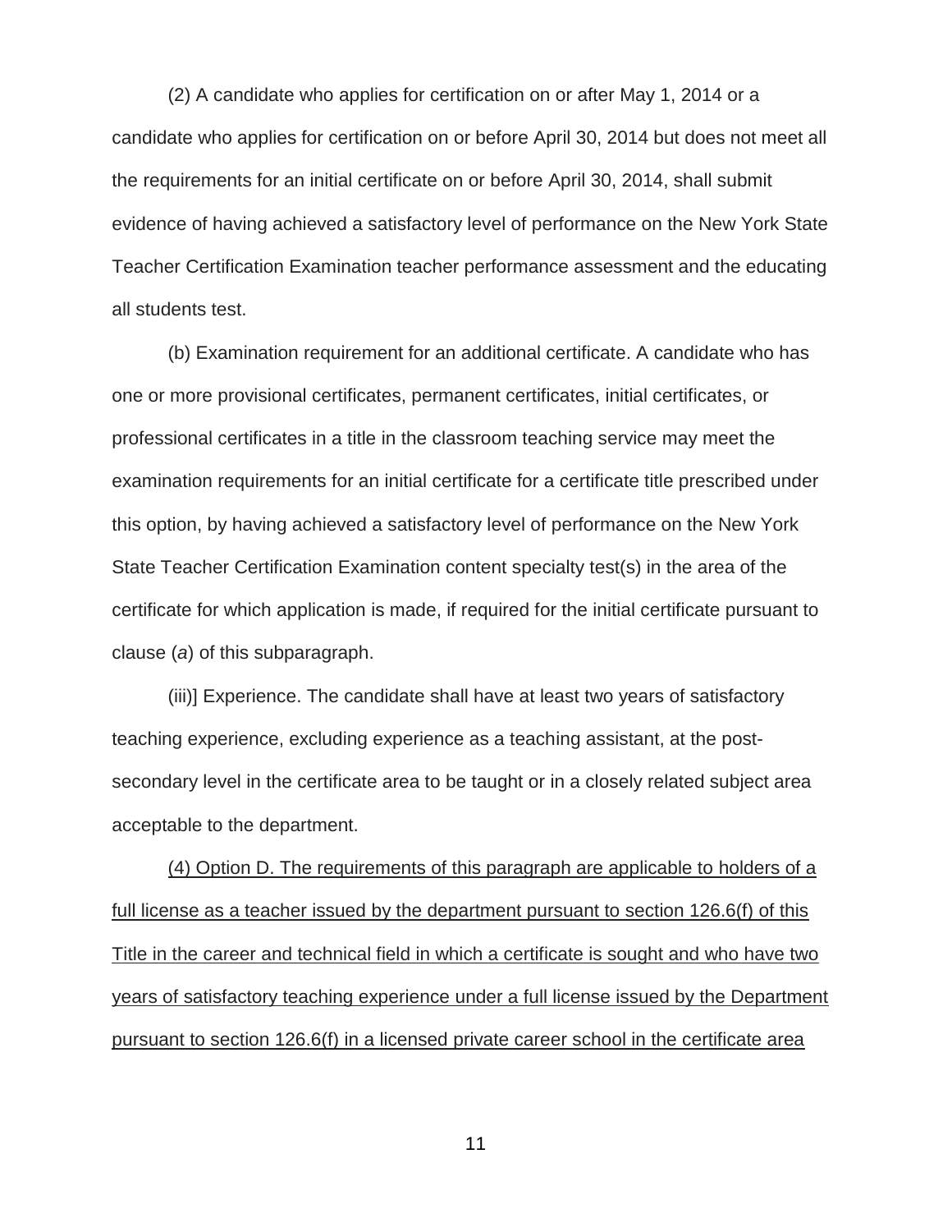(2) A candidate who applies for certification on or after May 1, 2014 or a candidate who applies for certification on or before April 30, 2014 but does not meet all the requirements for an initial certificate on or before April 30, 2014, shall submit evidence of having achieved a satisfactory level of performance on the New York State Teacher Certification Examination teacher performance assessment and the educating all students test.

(b) Examination requirement for an additional certificate. A candidate who has one or more provisional certificates, permanent certificates, initial certificates, or professional certificates in a title in the classroom teaching service may meet the examination requirements for an initial certificate for a certificate title prescribed under this option, by having achieved a satisfactory level of performance on the New York State Teacher Certification Examination content specialty test(s) in the area of the certificate for which application is made, if required for the initial certificate pursuant to clause (*a*) of this subparagraph.

(iii)] Experience. The candidate shall have at least two years of satisfactory teaching experience, excluding experience as a teaching assistant, at the post-secondary level in the certificate area to be taught or in a closely related subject area acceptable to the department.

<u>(4) Option D. The requirements of this paragraph are applicable to holders of a full license as a teacher issued by the department pursuant to section 126.6(f) of this Title in the career and technical field in which a certificate is sought and who have two years of satisfactory teaching experience under a full license issued by the Department pursuant to section 126.6(f) in a licensed private career school in the certificate area</u>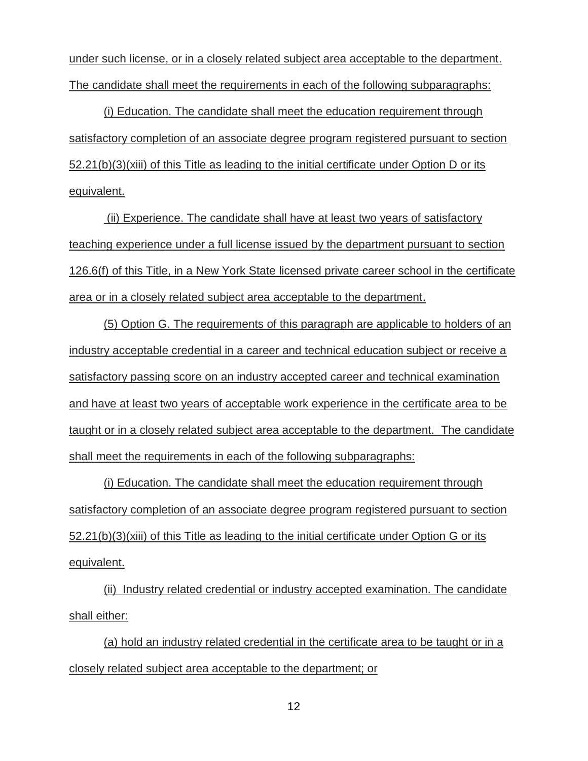under such license, or in a closely related subject area acceptable to the department. The candidate shall meet the requirements in each of the following subparagraphs:

(i) Education. The candidate shall meet the education requirement through satisfactory completion of an associate degree program registered pursuant to section 52.21(b)(3)(xiii) of this Title as leading to the initial certificate under Option D or its equivalent.

(ii) Experience. The candidate shall have at least two years of satisfactory teaching experience under a full license issued by the department pursuant to section 126.6(f) of this Title, in a New York State licensed private career school in the certificate area or in a closely related subject area acceptable to the department.

(5) Option G. The requirements of this paragraph are applicable to holders of an industry acceptable credential in a career and technical education subject or receive a satisfactory passing score on an industry accepted career and technical examination and have at least two years of acceptable work experience in the certificate area to be taught or in a closely related subject area acceptable to the department. The candidate shall meet the requirements in each of the following subparagraphs:

(i) Education. The candidate shall meet the education requirement through satisfactory completion of an associate degree program registered pursuant to section 52.21(b)(3)(xiii) of this Title as leading to the initial certificate under Option G or its equivalent.

(ii) Industry related credential or industry accepted examination. The candidate shall either:

(a) hold an industry related credential in the certificate area to be taught or in a closely related subject area acceptable to the department; or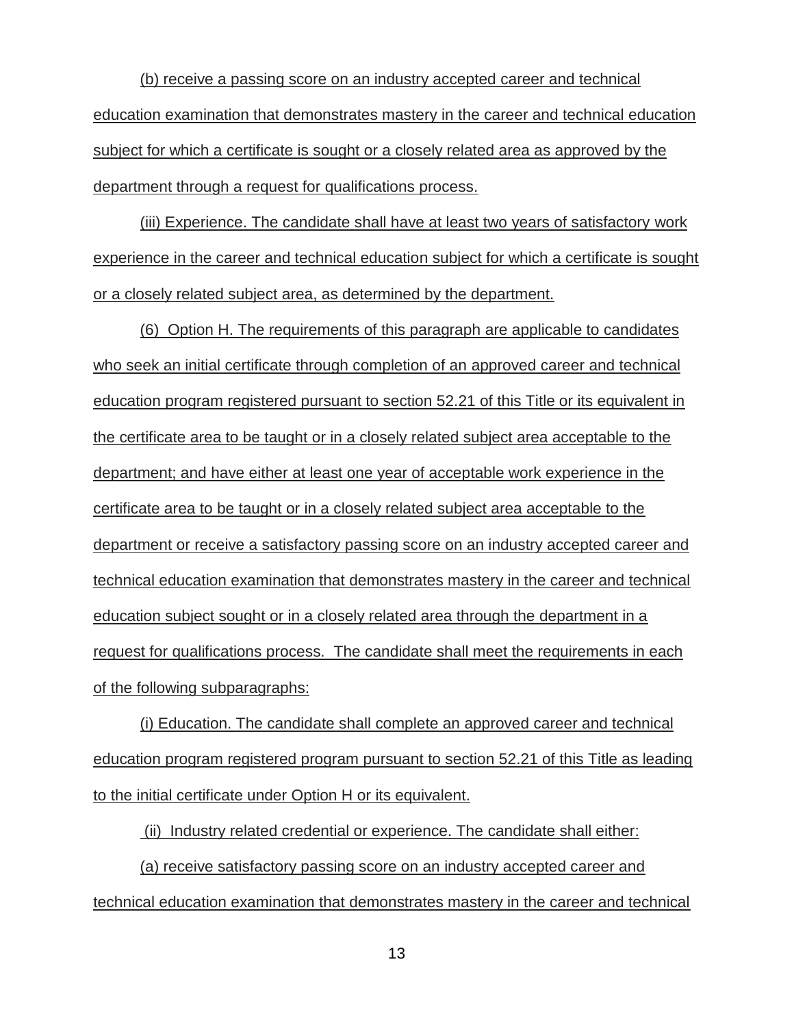(b) receive a passing score on an industry accepted career and technical education examination that demonstrates mastery in the career and technical education subject for which a certificate is sought or a closely related area as approved by the department through a request for qualifications process.

(iii) Experience. The candidate shall have at least two years of satisfactory work experience in the career and technical education subject for which a certificate is sought or a closely related subject area, as determined by the department.

(6) Option H. The requirements of this paragraph are applicable to candidates who seek an initial certificate through completion of an approved career and technical education program registered pursuant to section 52.21 of this Title or its equivalent in the certificate area to be taught or in a closely related subject area acceptable to the department; and have either at least one year of acceptable work experience in the certificate area to be taught or in a closely related subject area acceptable to the department or receive a satisfactory passing score on an industry accepted career and technical education examination that demonstrates mastery in the career and technical education subject sought or in a closely related area through the department in a request for qualifications process. The candidate shall meet the requirements in each of the following subparagraphs:

(i) Education. The candidate shall complete an approved career and technical education program registered program pursuant to section 52.21 of this Title as leading to the initial certificate under Option H or its equivalent.

(ii) Industry related credential or experience. The candidate shall either:

(a) receive satisfactory passing score on an industry accepted career and technical education examination that demonstrates mastery in the career and technical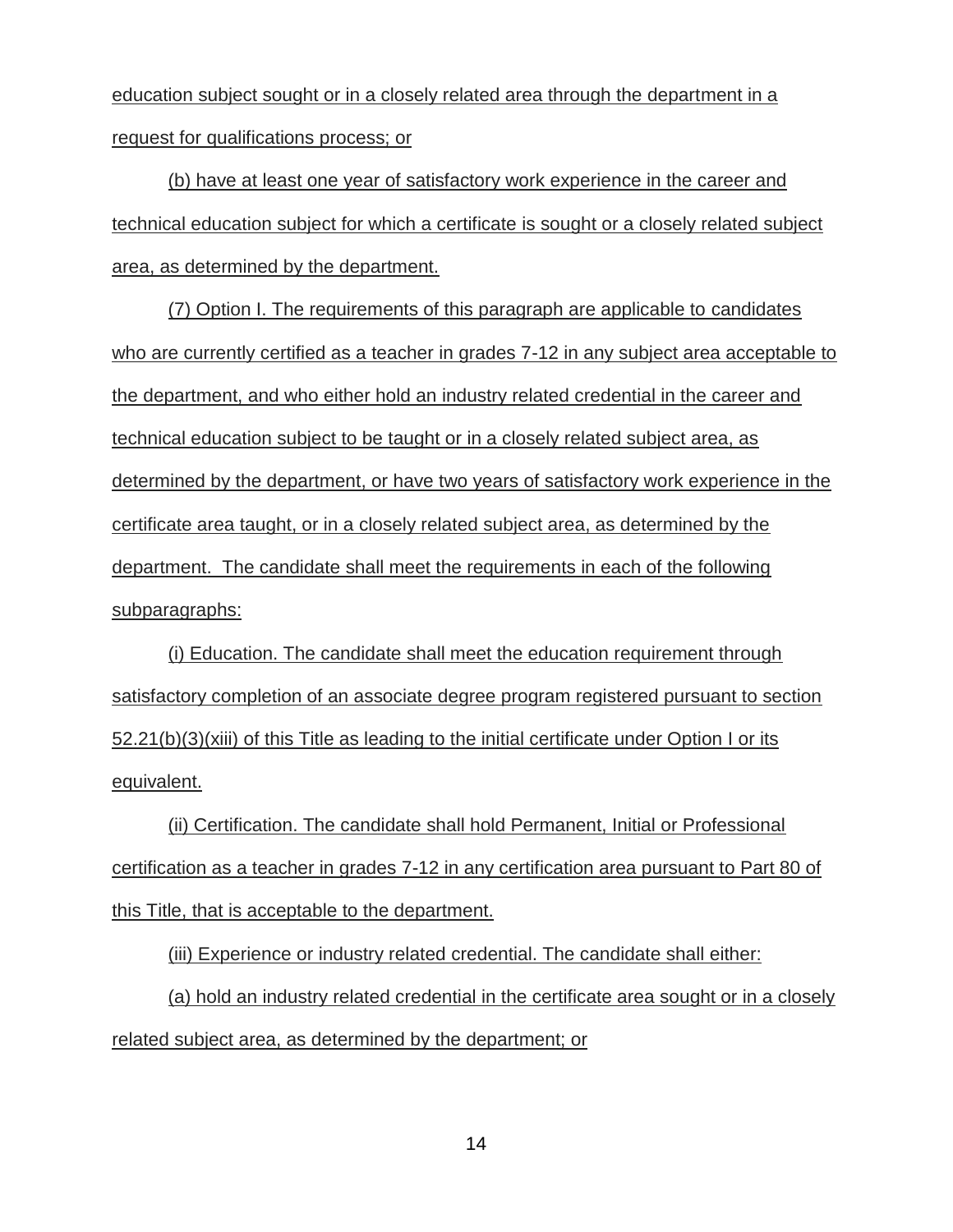education subject sought or in a closely related area through the department in a request for qualifications process; or

(b) have at least one year of satisfactory work experience in the career and technical education subject for which a certificate is sought or a closely related subject area, as determined by the department.

(7) Option I. The requirements of this paragraph are applicable to candidates who are currently certified as a teacher in grades 7-12 in any subject area acceptable to the department, and who either hold an industry related credential in the career and technical education subject to be taught or in a closely related subject area, as determined by the department, or have two years of satisfactory work experience in the certificate area taught, or in a closely related subject area, as determined by the department. The candidate shall meet the requirements in each of the following subparagraphs:

(i) Education. The candidate shall meet the education requirement through satisfactory completion of an associate degree program registered pursuant to section 52.21(b)(3)(xiii) of this Title as leading to the initial certificate under Option I or its equivalent.

(ii) Certification. The candidate shall hold Permanent, Initial or Professional certification as a teacher in grades 7-12 in any certification area pursuant to Part 80 of this Title, that is acceptable to the department.

(iii) Experience or industry related credential. The candidate shall either:

(a) hold an industry related credential in the certificate area sought or in a closely related subject area, as determined by the department; or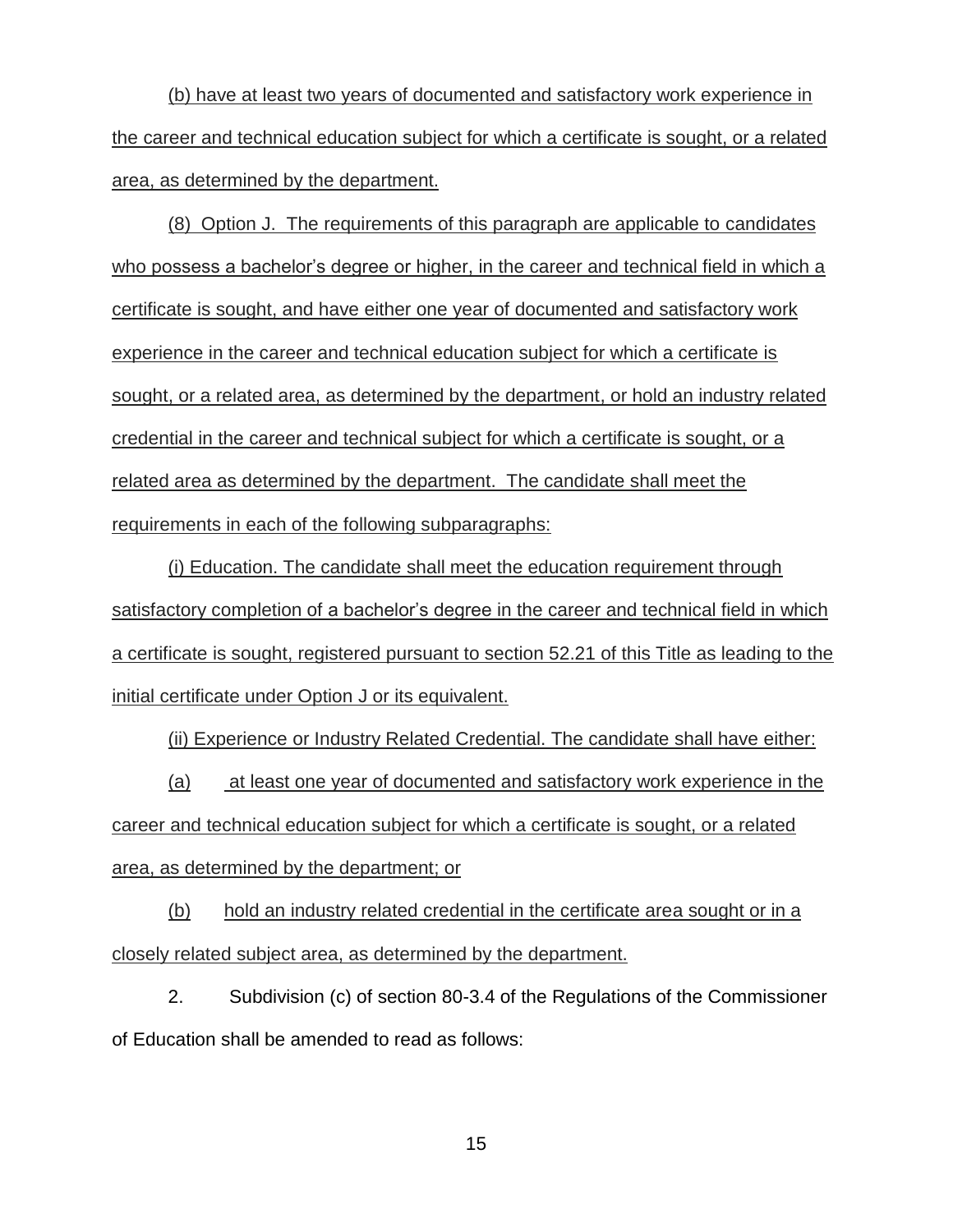(b) have at least two years of documented and satisfactory work experience in the career and technical education subject for which a certificate is sought, or a related area, as determined by the department.

(8) Option J. The requirements of this paragraph are applicable to candidates who possess a bachelor's degree or higher, in the career and technical field in which a certificate is sought, and have either one year of documented and satisfactory work experience in the career and technical education subject for which a certificate is sought, or a related area, as determined by the department, or hold an industry related credential in the career and technical subject for which a certificate is sought, or a related area as determined by the department. The candidate shall meet the requirements in each of the following subparagraphs:

(i) Education. The candidate shall meet the education requirement through satisfactory completion of a bachelor's degree in the career and technical field in which a certificate is sought, registered pursuant to section 52.21 of this Title as leading to the initial certificate under Option J or its equivalent.

(ii) Experience or Industry Related Credential. The candidate shall have either:

(a) at least one year of documented and satisfactory work experience in the career and technical education subject for which a certificate is sought, or a related area, as determined by the department; or

(b) hold an industry related credential in the certificate area sought or in a closely related subject area, as determined by the department.

2. Subdivision (c) of section 80-3.4 of the Regulations of the Commissioner of Education shall be amended to read as follows: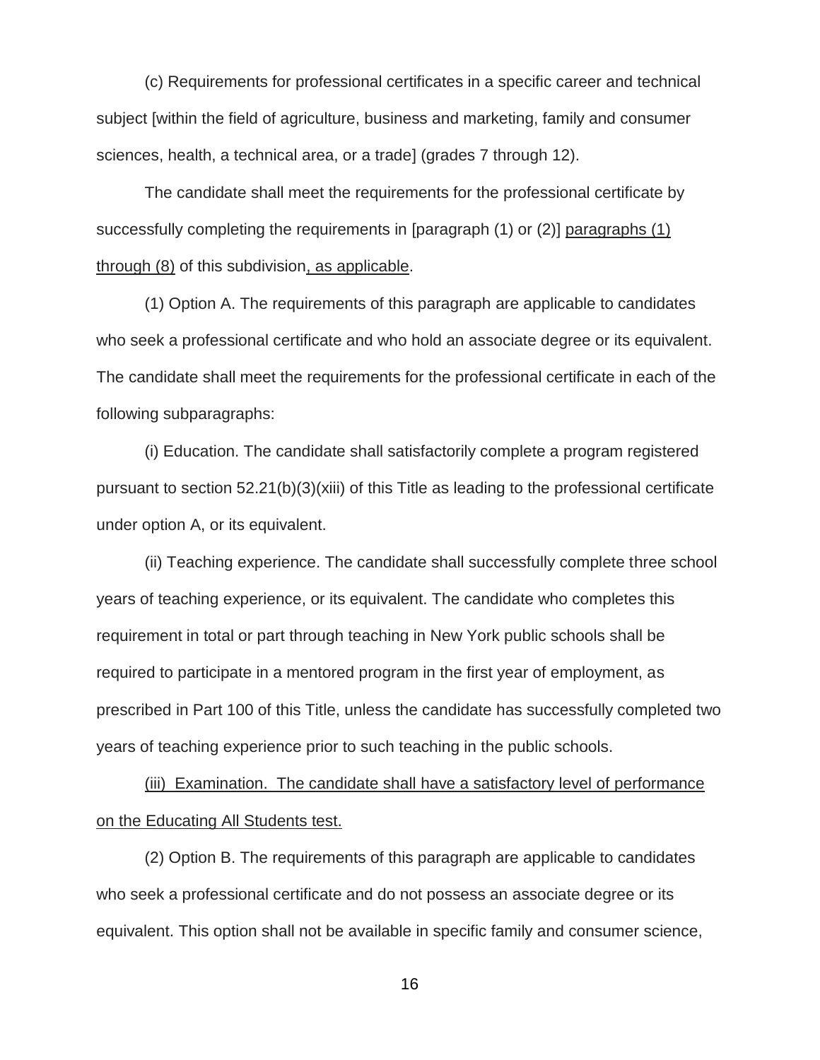(c) Requirements for professional certificates in a specific career and technical subject [within the field of agriculture, business and marketing, family and consumer sciences, health, a technical area, or a trade] (grades 7 through 12).

The candidate shall meet the requirements for the professional certificate by successfully completing the requirements in [paragraph (1) or (2)] <u>paragraphs (1) through (8)</u> of this subdivision<u>, as applicable</u>.

(1) Option A. The requirements of this paragraph are applicable to candidates who seek a professional certificate and who hold an associate degree or its equivalent. The candidate shall meet the requirements for the professional certificate in each of the following subparagraphs:

(i) Education. The candidate shall satisfactorily complete a program registered pursuant to section 52.21(b)(3)(xiii) of this Title as leading to the professional certificate under option A, or its equivalent.

(ii) Teaching experience. The candidate shall successfully complete three school years of teaching experience, or its equivalent. The candidate who completes this requirement in total or part through teaching in New York public schools shall be required to participate in a mentored program in the first year of employment, as prescribed in Part 100 of this Title, unless the candidate has successfully completed two years of teaching experience prior to such teaching in the public schools.

<u>(iii) Examination. The candidate shall have a satisfactory level of performance on the Educating All Students test.</u>

(2) Option B. The requirements of this paragraph are applicable to candidates who seek a professional certificate and do not possess an associate degree or its equivalent. This option shall not be available in specific family and consumer science,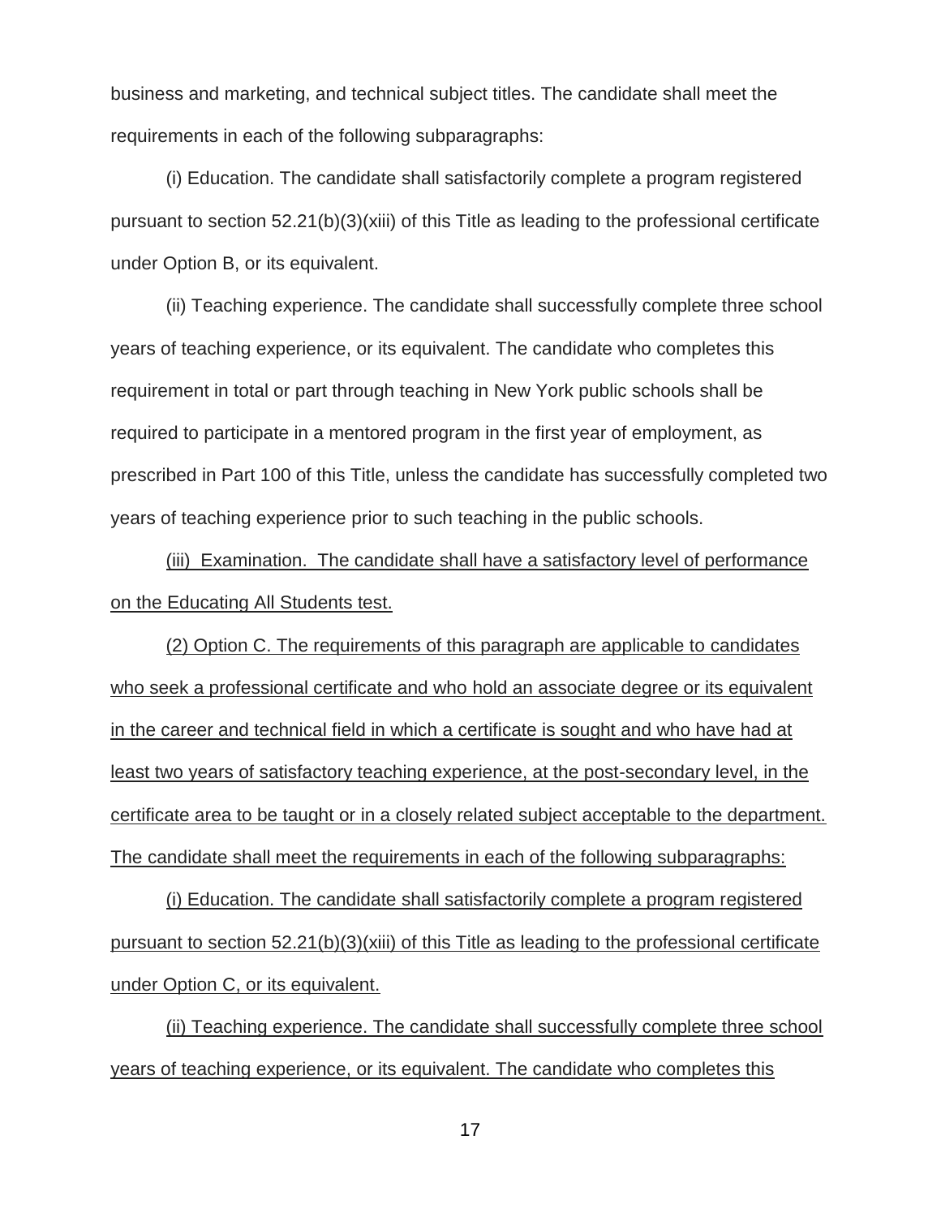business and marketing, and technical subject titles. The candidate shall meet the requirements in each of the following subparagraphs:

(i) Education. The candidate shall satisfactorily complete a program registered pursuant to section 52.21(b)(3)(xiii) of this Title as leading to the professional certificate under Option B, or its equivalent.

(ii) Teaching experience. The candidate shall successfully complete three school years of teaching experience, or its equivalent. The candidate who completes this requirement in total or part through teaching in New York public schools shall be required to participate in a mentored program in the first year of employment, as prescribed in Part 100 of this Title, unless the candidate has successfully completed two years of teaching experience prior to such teaching in the public schools.

<u>(iii) Examination. The candidate shall have a satisfactory level of performance on the Educating All Students test.</u>

<u>(2) Option C. The requirements of this paragraph are applicable to candidates who seek a professional certificate and who hold an associate degree or its equivalent in the career and technical field in which a certificate is sought and who have had at least two years of satisfactory teaching experience, at the post-secondary level, in the certificate area to be taught or in a closely related subject acceptable to the department. The candidate shall meet the requirements in each of the following subparagraphs:</u>

<u>(i) Education. The candidate shall satisfactorily complete a program registered pursuant to section 52.21(b)(3)(xiii) of this Title as leading to the professional certificate under Option C, or its equivalent.</u>

<u>(ii) Teaching experience. The candidate shall successfully complete three school years of teaching experience, or its equivalent. The candidate who completes this</u>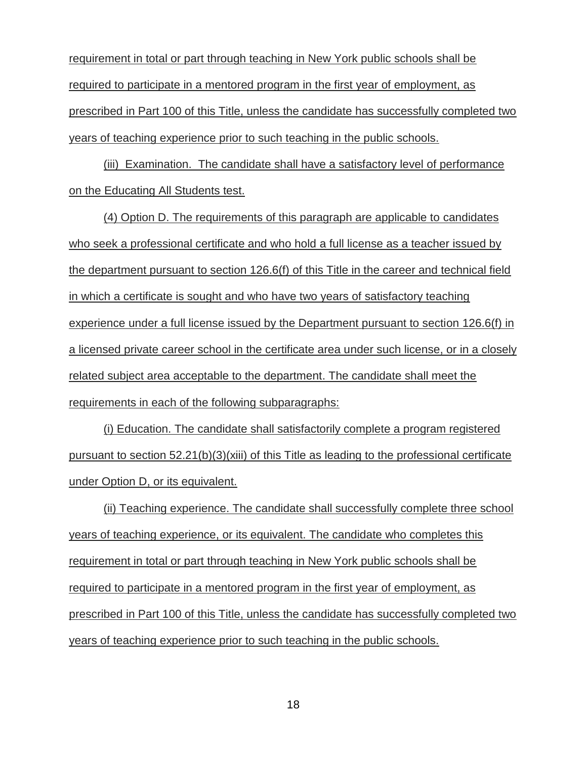requirement in total or part through teaching in New York public schools shall be required to participate in a mentored program in the first year of employment, as prescribed in Part 100 of this Title, unless the candidate has successfully completed two years of teaching experience prior to such teaching in the public schools.

(iii) Examination. The candidate shall have a satisfactory level of performance on the Educating All Students test.

(4) Option D. The requirements of this paragraph are applicable to candidates who seek a professional certificate and who hold a full license as a teacher issued by the department pursuant to section 126.6(f) of this Title in the career and technical field in which a certificate is sought and who have two years of satisfactory teaching experience under a full license issued by the Department pursuant to section 126.6(f) in a licensed private career school in the certificate area under such license, or in a closely related subject area acceptable to the department. The candidate shall meet the requirements in each of the following subparagraphs:

(i) Education. The candidate shall satisfactorily complete a program registered pursuant to section 52.21(b)(3)(xiii) of this Title as leading to the professional certificate under Option D, or its equivalent.

(ii) Teaching experience. The candidate shall successfully complete three school years of teaching experience, or its equivalent. The candidate who completes this requirement in total or part through teaching in New York public schools shall be required to participate in a mentored program in the first year of employment, as prescribed in Part 100 of this Title, unless the candidate has successfully completed two years of teaching experience prior to such teaching in the public schools.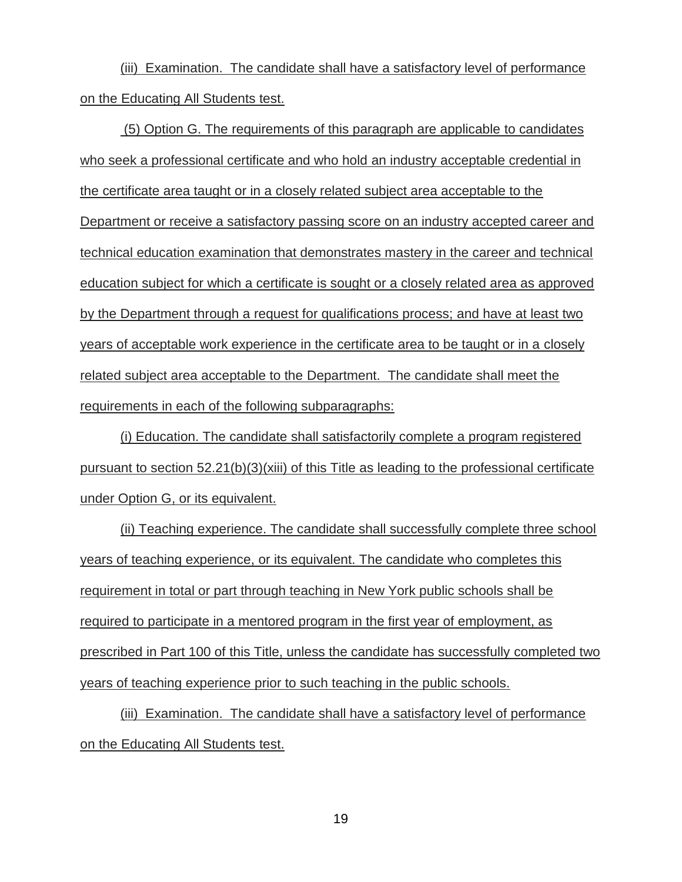(iii) Examination. The candidate shall have a satisfactory level of performance on the Educating All Students test.

(5) Option G. The requirements of this paragraph are applicable to candidates who seek a professional certificate and who hold an industry acceptable credential in the certificate area taught or in a closely related subject area acceptable to the Department or receive a satisfactory passing score on an industry accepted career and technical education examination that demonstrates mastery in the career and technical education subject for which a certificate is sought or a closely related area as approved by the Department through a request for qualifications process; and have at least two years of acceptable work experience in the certificate area to be taught or in a closely related subject area acceptable to the Department. The candidate shall meet the requirements in each of the following subparagraphs:

(i) Education. The candidate shall satisfactorily complete a program registered pursuant to section 52.21(b)(3)(xiii) of this Title as leading to the professional certificate under Option G, or its equivalent.

(ii) Teaching experience. The candidate shall successfully complete three school years of teaching experience, or its equivalent. The candidate who completes this requirement in total or part through teaching in New York public schools shall be required to participate in a mentored program in the first year of employment, as prescribed in Part 100 of this Title, unless the candidate has successfully completed two years of teaching experience prior to such teaching in the public schools.

(iii) Examination. The candidate shall have a satisfactory level of performance on the Educating All Students test.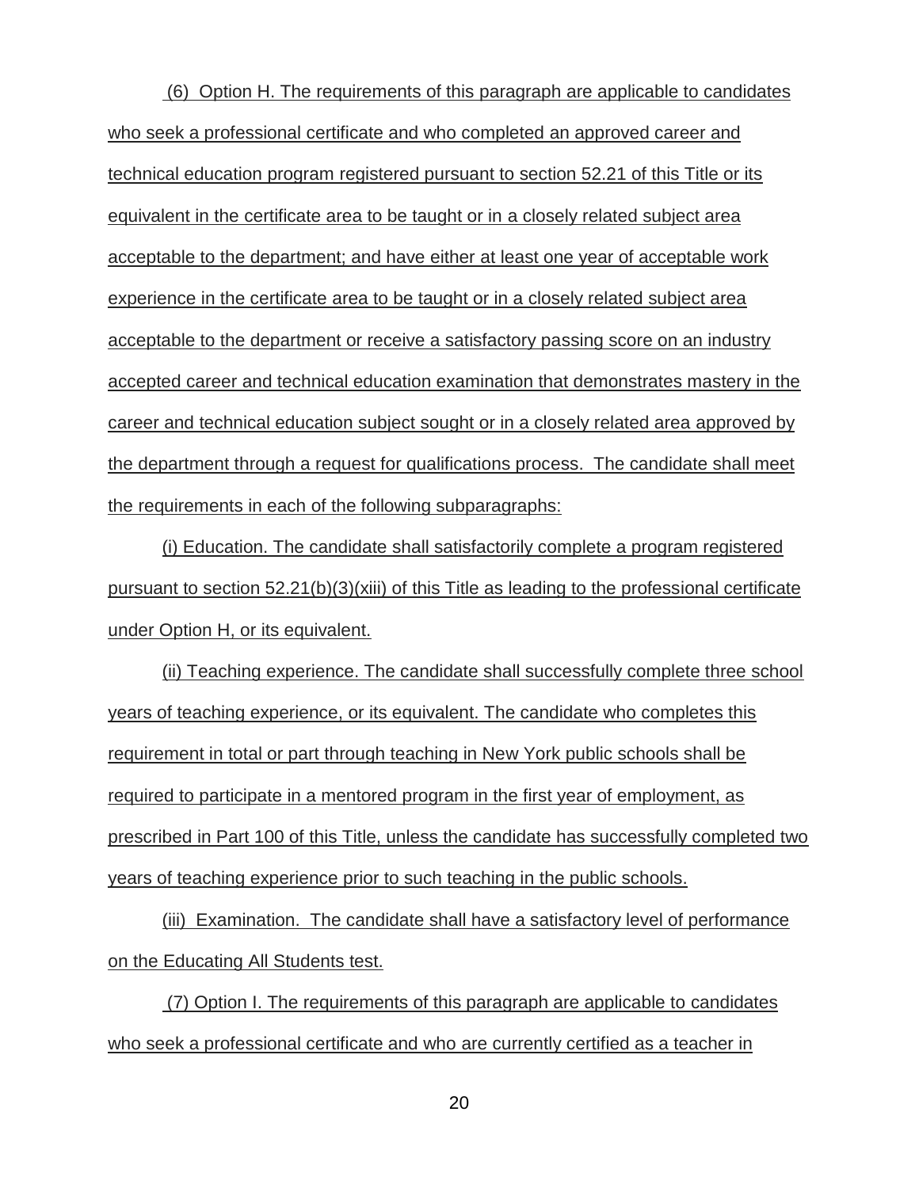(6) Option H. The requirements of this paragraph are applicable to candidates who seek a professional certificate and who completed an approved career and technical education program registered pursuant to section 52.21 of this Title or its equivalent in the certificate area to be taught or in a closely related subject area acceptable to the department; and have either at least one year of acceptable work experience in the certificate area to be taught or in a closely related subject area acceptable to the department or receive a satisfactory passing score on an industry accepted career and technical education examination that demonstrates mastery in the career and technical education subject sought or in a closely related area approved by the department through a request for qualifications process. The candidate shall meet the requirements in each of the following subparagraphs:

(i) Education. The candidate shall satisfactorily complete a program registered pursuant to section 52.21(b)(3)(xiii) of this Title as leading to the professional certificate under Option H, or its equivalent.

(ii) Teaching experience. The candidate shall successfully complete three school years of teaching experience, or its equivalent. The candidate who completes this requirement in total or part through teaching in New York public schools shall be required to participate in a mentored program in the first year of employment, as prescribed in Part 100 of this Title, unless the candidate has successfully completed two years of teaching experience prior to such teaching in the public schools.

(iii) Examination. The candidate shall have a satisfactory level of performance on the Educating All Students test.

(7) Option I. The requirements of this paragraph are applicable to candidates who seek a professional certificate and who are currently certified as a teacher in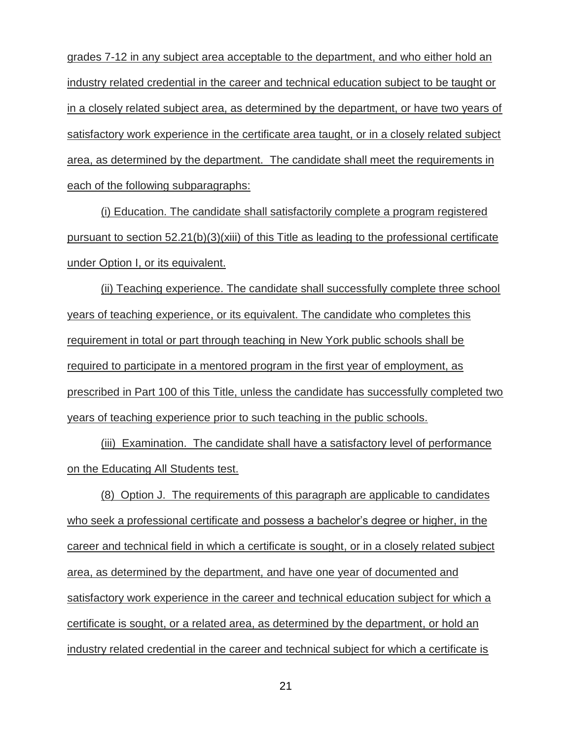grades 7-12 in any subject area acceptable to the department, and who either hold an industry related credential in the career and technical education subject to be taught or in a closely related subject area, as determined by the department, or have two years of satisfactory work experience in the certificate area taught, or in a closely related subject area, as determined by the department. The candidate shall meet the requirements in each of the following subparagraphs:

(i) Education. The candidate shall satisfactorily complete a program registered pursuant to section 52.21(b)(3)(xiii) of this Title as leading to the professional certificate under Option I, or its equivalent.

(ii) Teaching experience. The candidate shall successfully complete three school years of teaching experience, or its equivalent. The candidate who completes this requirement in total or part through teaching in New York public schools shall be required to participate in a mentored program in the first year of employment, as prescribed in Part 100 of this Title, unless the candidate has successfully completed two years of teaching experience prior to such teaching in the public schools.

(iii) Examination. The candidate shall have a satisfactory level of performance on the Educating All Students test.

(8) Option J. The requirements of this paragraph are applicable to candidates who seek a professional certificate and possess a bachelor's degree or higher, in the career and technical field in which a certificate is sought, or in a closely related subject area, as determined by the department, and have one year of documented and satisfactory work experience in the career and technical education subject for which a certificate is sought, or a related area, as determined by the department, or hold an industry related credential in the career and technical subject for which a certificate is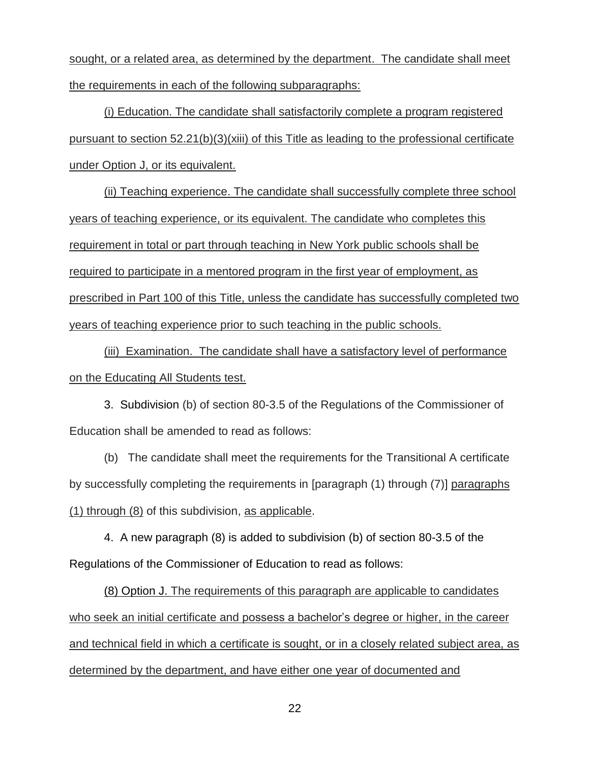sought, or a related area, as determined by the department. The candidate shall meet the requirements in each of the following subparagraphs:

(i) Education. The candidate shall satisfactorily complete a program registered pursuant to section 52.21(b)(3)(xiii) of this Title as leading to the professional certificate under Option J, or its equivalent.

(ii) Teaching experience. The candidate shall successfully complete three school years of teaching experience, or its equivalent. The candidate who completes this requirement in total or part through teaching in New York public schools shall be required to participate in a mentored program in the first year of employment, as prescribed in Part 100 of this Title, unless the candidate has successfully completed two years of teaching experience prior to such teaching in the public schools.

(iii) Examination. The candidate shall have a satisfactory level of performance on the Educating All Students test.

3. Subdivision (b) of section 80-3.5 of the Regulations of the Commissioner of Education shall be amended to read as follows:

(b) The candidate shall meet the requirements for the Transitional A certificate by successfully completing the requirements in [paragraph (1) through (7)] paragraphs (1) through (8) of this subdivision, as applicable.

4. A new paragraph (8) is added to subdivision (b) of section 80-3.5 of the Regulations of the Commissioner of Education to read as follows:

(8) Option J. The requirements of this paragraph are applicable to candidates who seek an initial certificate and possess a bachelor's degree or higher, in the career and technical field in which a certificate is sought, or in a closely related subject area, as determined by the department, and have either one year of documented and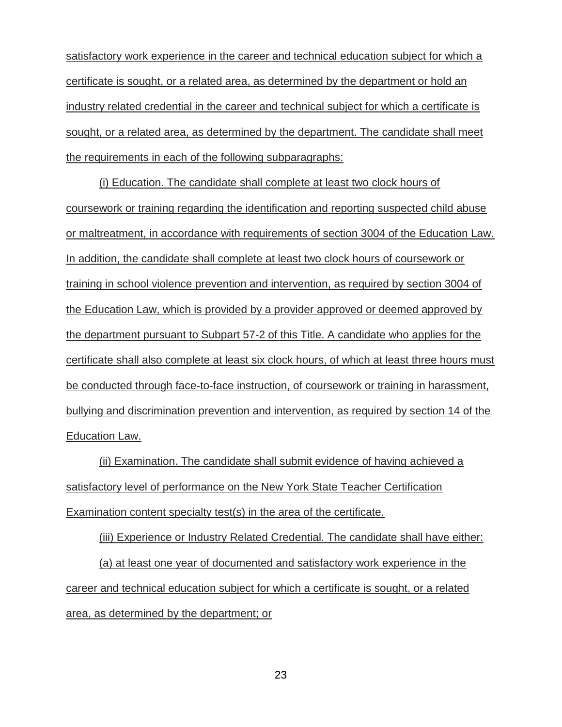satisfactory work experience in the career and technical education subject for which a certificate is sought, or a related area, as determined by the department or hold an industry related credential in the career and technical subject for which a certificate is sought, or a related area, as determined by the department. The candidate shall meet the requirements in each of the following subparagraphs:

(i) Education. The candidate shall complete at least two clock hours of coursework or training regarding the identification and reporting suspected child abuse or maltreatment, in accordance with requirements of section 3004 of the Education Law. In addition, the candidate shall complete at least two clock hours of coursework or training in school violence prevention and intervention, as required by section 3004 of the Education Law, which is provided by a provider approved or deemed approved by the department pursuant to Subpart 57-2 of this Title. A candidate who applies for the certificate shall also complete at least six clock hours, of which at least three hours must be conducted through face-to-face instruction, of coursework or training in harassment, bullying and discrimination prevention and intervention, as required by section 14 of the Education Law.

(ii) Examination. The candidate shall submit evidence of having achieved a satisfactory level of performance on the New York State Teacher Certification Examination content specialty test(s) in the area of the certificate.

(iii) Experience or Industry Related Credential. The candidate shall have either:

(a) at least one year of documented and satisfactory work experience in the career and technical education subject for which a certificate is sought, or a related area, as determined by the department; or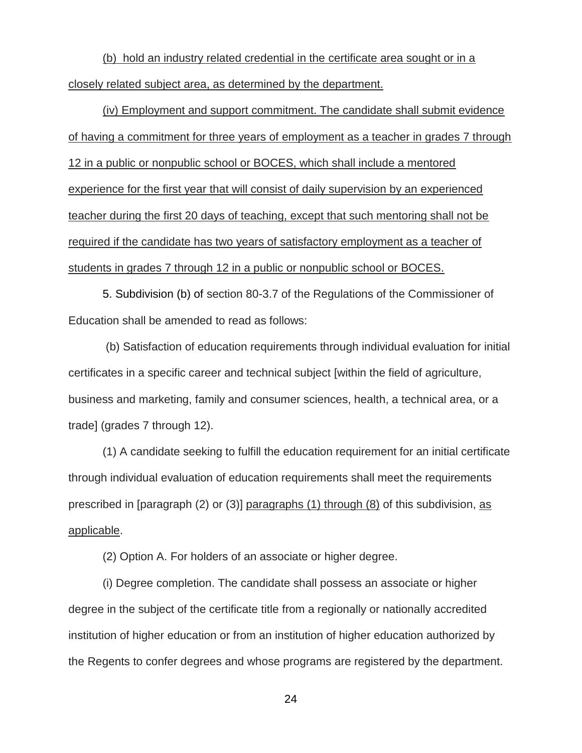(b) hold an industry related credential in the certificate area sought or in a closely related subject area, as determined by the department.

(iv) Employment and support commitment. The candidate shall submit evidence of having a commitment for three years of employment as a teacher in grades 7 through 12 in a public or nonpublic school or BOCES, which shall include a mentored experience for the first year that will consist of daily supervision by an experienced teacher during the first 20 days of teaching, except that such mentoring shall not be required if the candidate has two years of satisfactory employment as a teacher of students in grades 7 through 12 in a public or nonpublic school or BOCES.

5. Subdivision (b) of section 80-3.7 of the Regulations of the Commissioner of Education shall be amended to read as follows:

(b) Satisfaction of education requirements through individual evaluation for initial certificates in a specific career and technical subject [within the field of agriculture, business and marketing, family and consumer sciences, health, a technical area, or a trade] (grades 7 through 12).

(1) A candidate seeking to fulfill the education requirement for an initial certificate through individual evaluation of education requirements shall meet the requirements prescribed in [paragraph (2) or (3)] paragraphs (1) through (8) of this subdivision, as applicable.

(2) Option A. For holders of an associate or higher degree.

(i) Degree completion. The candidate shall possess an associate or higher degree in the subject of the certificate title from a regionally or nationally accredited institution of higher education or from an institution of higher education authorized by the Regents to confer degrees and whose programs are registered by the department.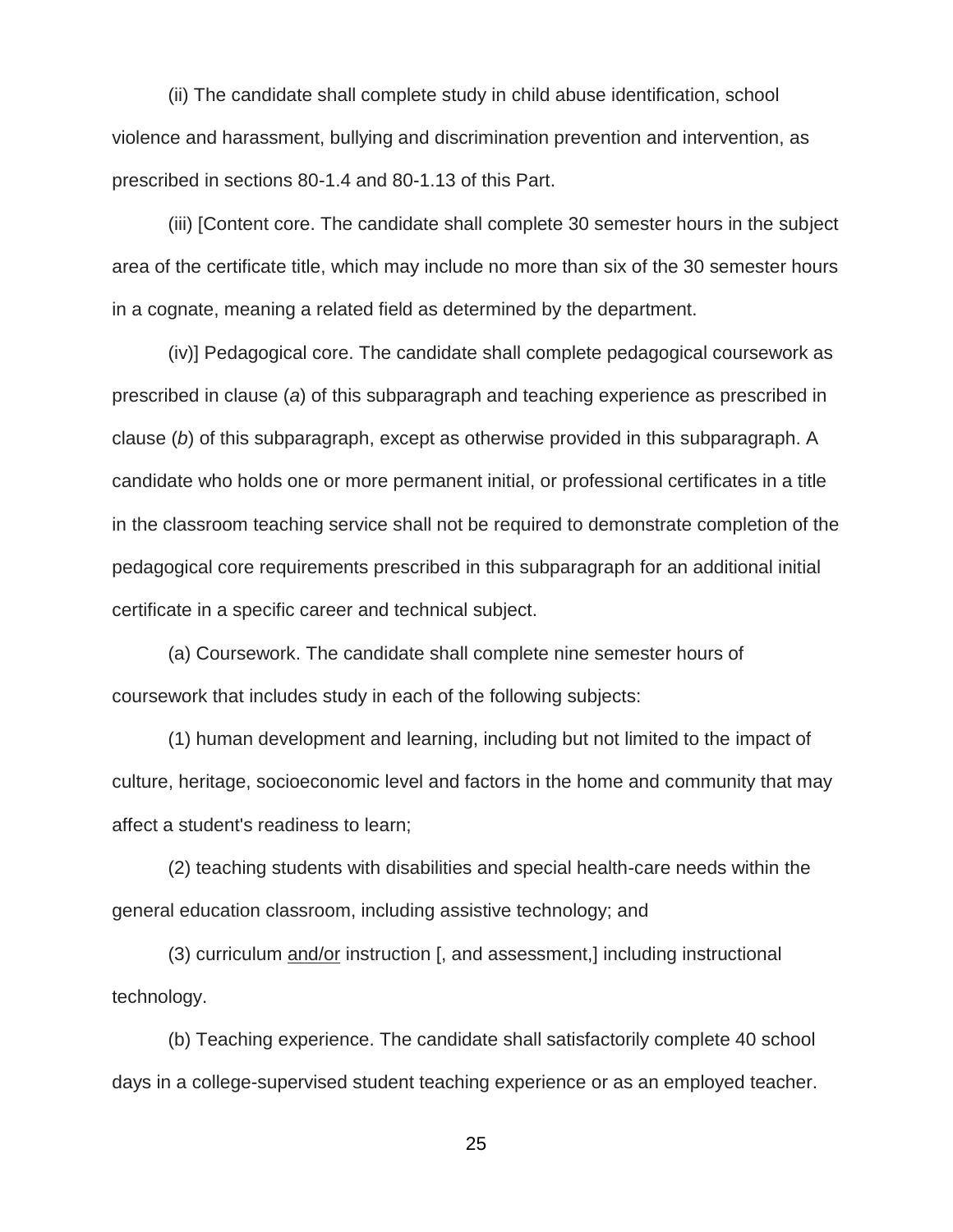(ii) The candidate shall complete study in child abuse identification, school violence and harassment, bullying and discrimination prevention and intervention, as prescribed in sections 80-1.4 and 80-1.13 of this Part.

(iii) [Content core. The candidate shall complete 30 semester hours in the subject area of the certificate title, which may include no more than six of the 30 semester hours in a cognate, meaning a related field as determined by the department.

(iv)] Pedagogical core. The candidate shall complete pedagogical coursework as prescribed in clause (*a*) of this subparagraph and teaching experience as prescribed in clause (*b*) of this subparagraph, except as otherwise provided in this subparagraph. A candidate who holds one or more permanent initial, or professional certificates in a title in the classroom teaching service shall not be required to demonstrate completion of the pedagogical core requirements prescribed in this subparagraph for an additional initial certificate in a specific career and technical subject.

(a) Coursework. The candidate shall complete nine semester hours of coursework that includes study in each of the following subjects:

(1) human development and learning, including but not limited to the impact of culture, heritage, socioeconomic level and factors in the home and community that may affect a student's readiness to learn;

(2) teaching students with disabilities and special health-care needs within the general education classroom, including assistive technology; and

(3) curriculum <u>and/or</u> instruction [, and assessment,] including instructional technology.

(b) Teaching experience. The candidate shall satisfactorily complete 40 school days in a college-supervised student teaching experience or as an employed teacher.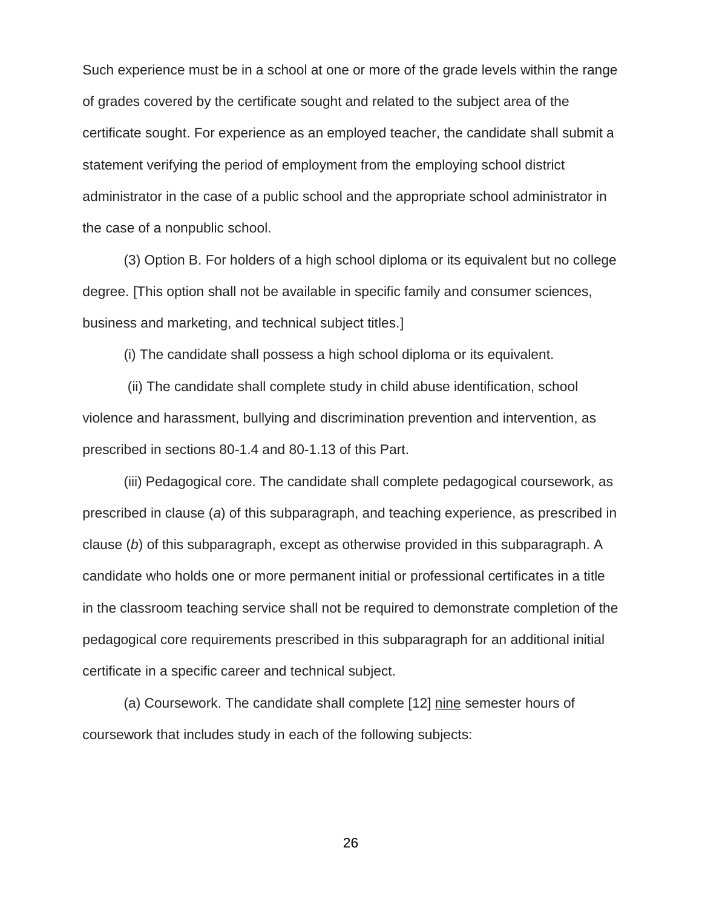Such experience must be in a school at one or more of the grade levels within the range of grades covered by the certificate sought and related to the subject area of the certificate sought. For experience as an employed teacher, the candidate shall submit a statement verifying the period of employment from the employing school district administrator in the case of a public school and the appropriate school administrator in the case of a nonpublic school.

(3) Option B. For holders of a high school diploma or its equivalent but no college degree. [This option shall not be available in specific family and consumer sciences, business and marketing, and technical subject titles.]

(i) The candidate shall possess a high school diploma or its equivalent.

(ii) The candidate shall complete study in child abuse identification, school violence and harassment, bullying and discrimination prevention and intervention, as prescribed in sections 80-1.4 and 80-1.13 of this Part.

(iii) Pedagogical core. The candidate shall complete pedagogical coursework, as prescribed in clause (*a*) of this subparagraph, and teaching experience, as prescribed in clause (*b*) of this subparagraph, except as otherwise provided in this subparagraph. A candidate who holds one or more permanent initial or professional certificates in a title in the classroom teaching service shall not be required to demonstrate completion of the pedagogical core requirements prescribed in this subparagraph for an additional initial certificate in a specific career and technical subject.

(a) Coursework. The candidate shall complete [12] <u>nine</u> semester hours of coursework that includes study in each of the following subjects: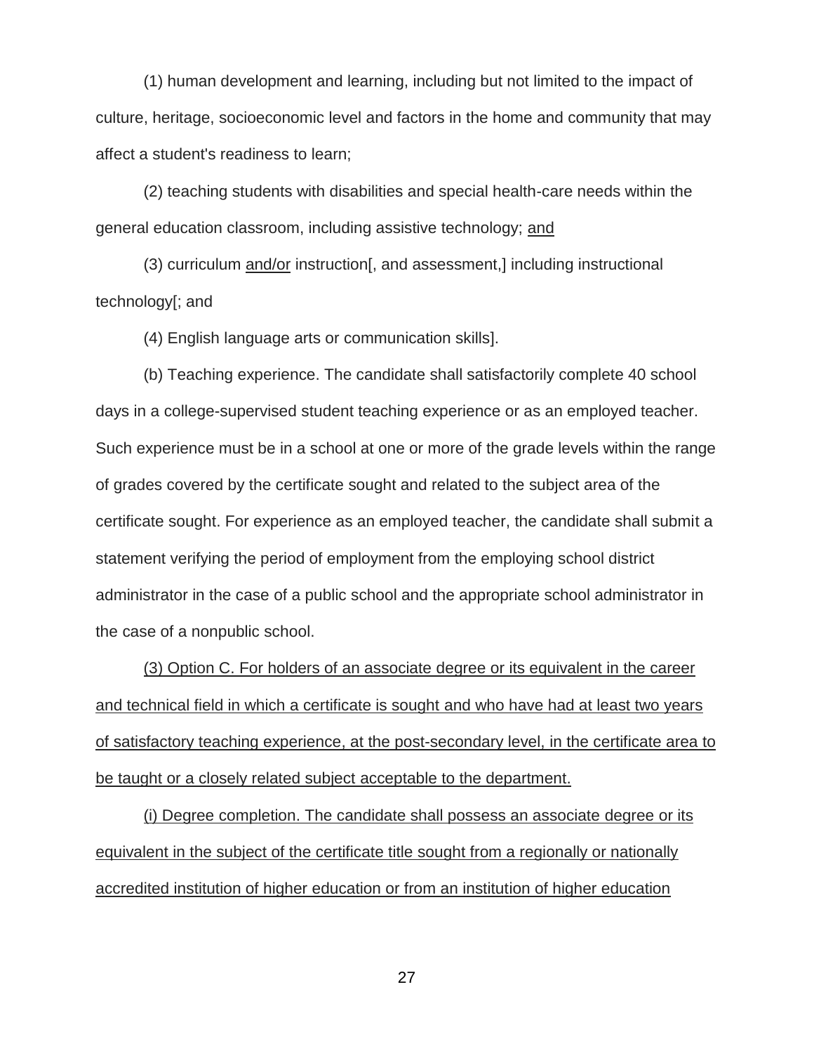(1) human development and learning, including but not limited to the impact of culture, heritage, socioeconomic level and factors in the home and community that may affect a student's readiness to learn;

(2) teaching students with disabilities and special health-care needs within the general education classroom, including assistive technology; <u>and</u>

(3) curriculum <u>and/or</u> instruction[, and assessment,] including instructional technology[; and

(4) English language arts or communication skills].

(b) Teaching experience. The candidate shall satisfactorily complete 40 school days in a college-supervised student teaching experience or as an employed teacher. Such experience must be in a school at one or more of the grade levels within the range of grades covered by the certificate sought and related to the subject area of the certificate sought. For experience as an employed teacher, the candidate shall submit a statement verifying the period of employment from the employing school district administrator in the case of a public school and the appropriate school administrator in the case of a nonpublic school.

<u>(3) Option C. For holders of an associate degree or its equivalent in the career and technical field in which a certificate is sought and who have had at least two years of satisfactory teaching experience, at the post-secondary level, in the certificate area to be taught or a closely related subject acceptable to the department.</u>

<u>(i) Degree completion. The candidate shall possess an associate degree or its equivalent in the subject of the certificate title sought from a regionally or nationally accredited institution of higher education or from an institution of higher education</u>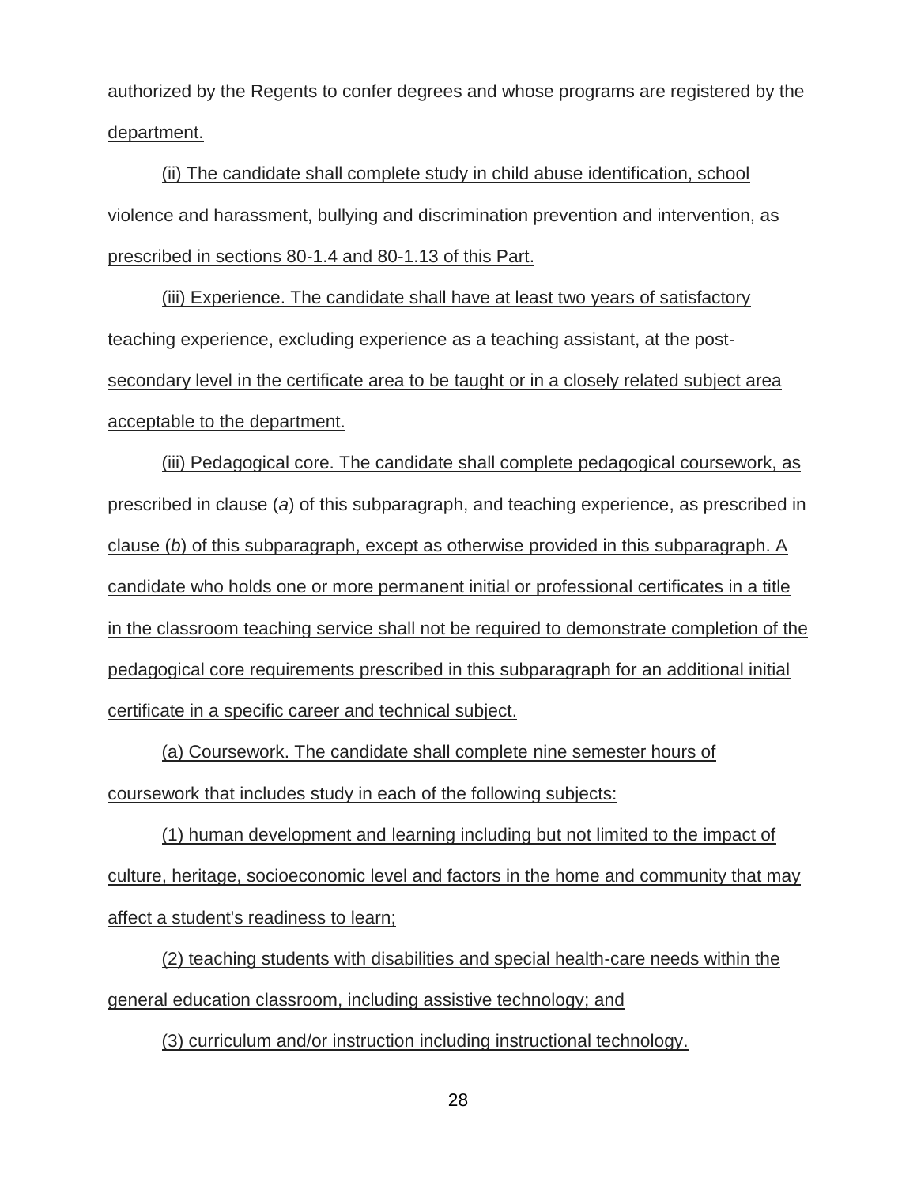authorized by the Regents to confer degrees and whose programs are registered by the department.

(ii) The candidate shall complete study in child abuse identification, school violence and harassment, bullying and discrimination prevention and intervention, as prescribed in sections 80-1.4 and 80-1.13 of this Part.

(iii) Experience. The candidate shall have at least two years of satisfactory teaching experience, excluding experience as a teaching assistant, at the post-secondary level in the certificate area to be taught or in a closely related subject area acceptable to the department.

(iii) Pedagogical core. The candidate shall complete pedagogical coursework, as prescribed in clause (*a*) of this subparagraph, and teaching experience, as prescribed in clause (*b*) of this subparagraph, except as otherwise provided in this subparagraph. A candidate who holds one or more permanent initial or professional certificates in a title in the classroom teaching service shall not be required to demonstrate completion of the pedagogical core requirements prescribed in this subparagraph for an additional initial certificate in a specific career and technical subject.

(a) Coursework. The candidate shall complete nine semester hours of coursework that includes study in each of the following subjects:

(1) human development and learning including but not limited to the impact of culture, heritage, socioeconomic level and factors in the home and community that may affect a student's readiness to learn;

(2) teaching students with disabilities and special health-care needs within the general education classroom, including assistive technology; and

(3) curriculum and/or instruction including instructional technology.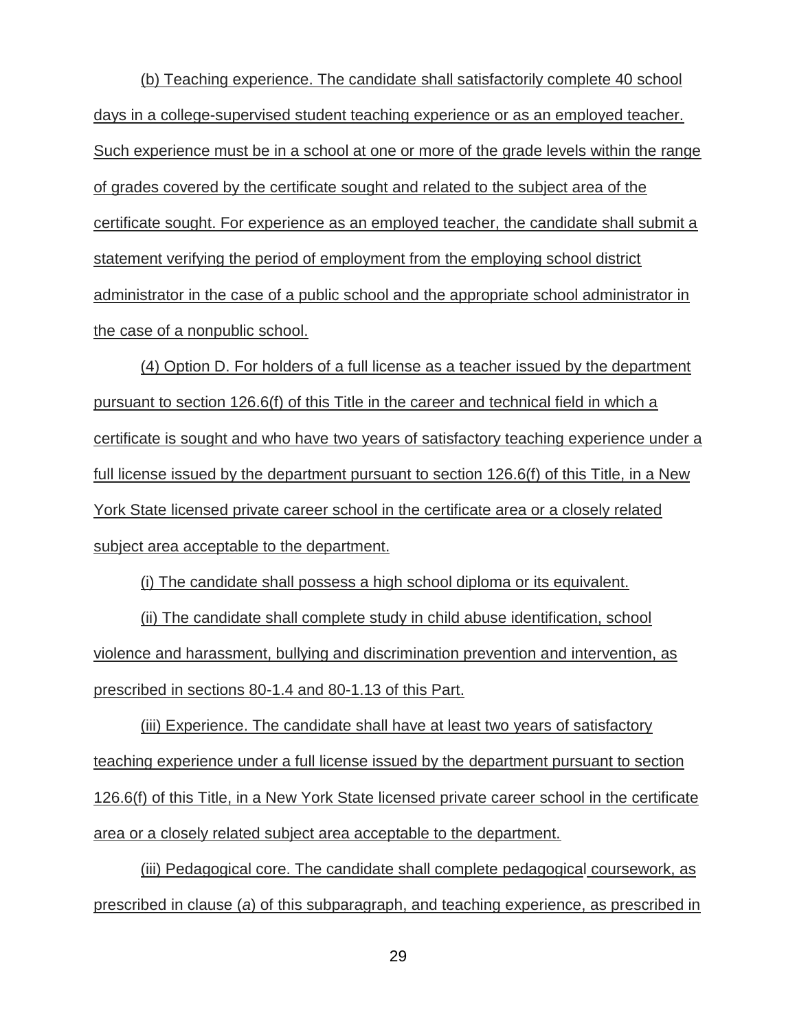(b) Teaching experience. The candidate shall satisfactorily complete 40 school days in a college-supervised student teaching experience or as an employed teacher. Such experience must be in a school at one or more of the grade levels within the range of grades covered by the certificate sought and related to the subject area of the certificate sought. For experience as an employed teacher, the candidate shall submit a statement verifying the period of employment from the employing school district administrator in the case of a public school and the appropriate school administrator in the case of a nonpublic school.

(4) Option D. For holders of a full license as a teacher issued by the department pursuant to section 126.6(f) of this Title in the career and technical field in which a certificate is sought and who have two years of satisfactory teaching experience under a full license issued by the department pursuant to section 126.6(f) of this Title, in a New York State licensed private career school in the certificate area or a closely related subject area acceptable to the department.

(i) The candidate shall possess a high school diploma or its equivalent.

(ii) The candidate shall complete study in child abuse identification, school violence and harassment, bullying and discrimination prevention and intervention, as prescribed in sections 80-1.4 and 80-1.13 of this Part.

(iii) Experience. The candidate shall have at least two years of satisfactory teaching experience under a full license issued by the department pursuant to section 126.6(f) of this Title, in a New York State licensed private career school in the certificate area or a closely related subject area acceptable to the department.

(iii) Pedagogical core. The candidate shall complete pedagogical coursework, as prescribed in clause (*a*) of this subparagraph, and teaching experience, as prescribed in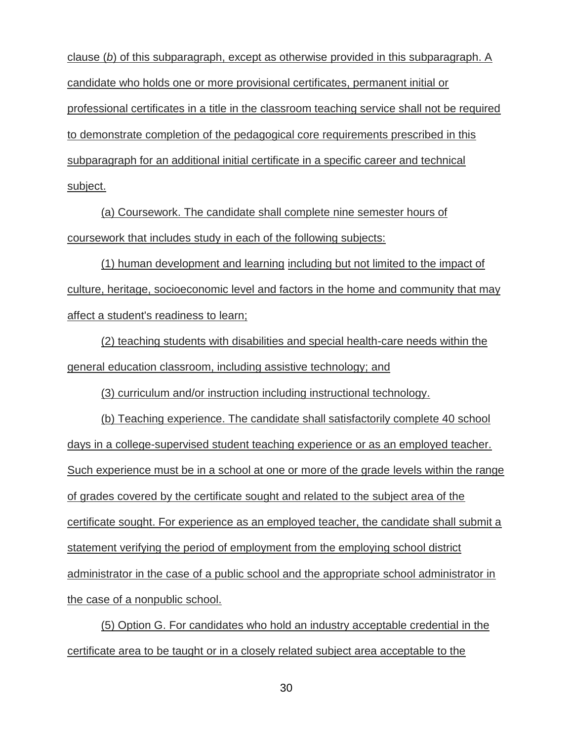clause (*b*) of this subparagraph, except as otherwise provided in this subparagraph. A candidate who holds one or more provisional certificates, permanent initial or professional certificates in a title in the classroom teaching service shall not be required to demonstrate completion of the pedagogical core requirements prescribed in this subparagraph for an additional initial certificate in a specific career and technical subject.

(a) Coursework. The candidate shall complete nine semester hours of coursework that includes study in each of the following subjects:

(1) human development and learning including but not limited to the impact of culture, heritage, socioeconomic level and factors in the home and community that may affect a student's readiness to learn;

(2) teaching students with disabilities and special health-care needs within the general education classroom, including assistive technology; and

(3) curriculum and/or instruction including instructional technology.

(b) Teaching experience. The candidate shall satisfactorily complete 40 school days in a college-supervised student teaching experience or as an employed teacher. Such experience must be in a school at one or more of the grade levels within the range of grades covered by the certificate sought and related to the subject area of the certificate sought. For experience as an employed teacher, the candidate shall submit a statement verifying the period of employment from the employing school district administrator in the case of a public school and the appropriate school administrator in the case of a nonpublic school.

(5) Option G. For candidates who hold an industry acceptable credential in the certificate area to be taught or in a closely related subject area acceptable to the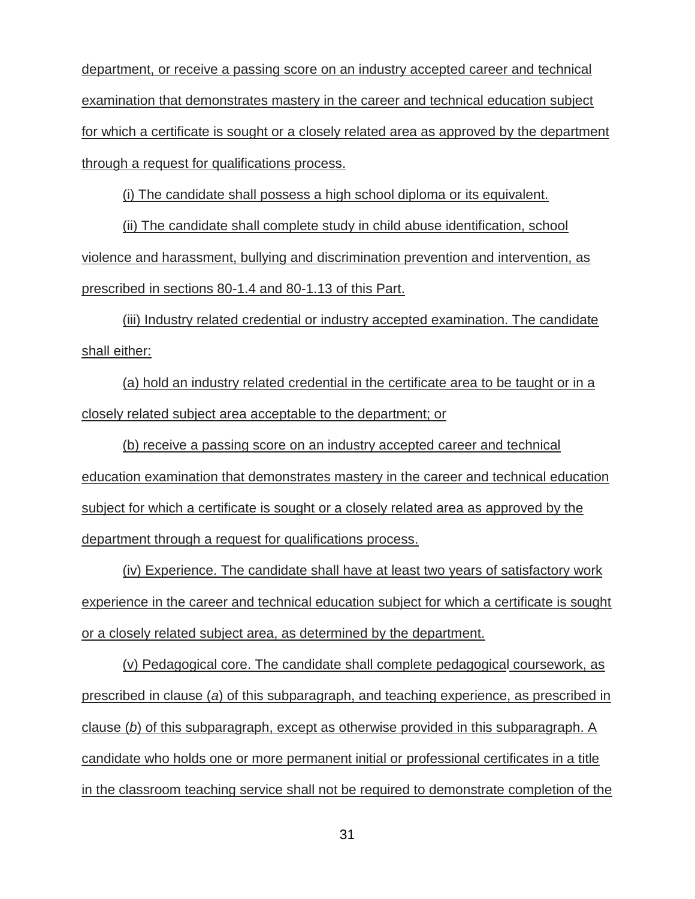department, or receive a passing score on an industry accepted career and technical examination that demonstrates mastery in the career and technical education subject for which a certificate is sought or a closely related area as approved by the department through a request for qualifications process.

(i) The candidate shall possess a high school diploma or its equivalent.

(ii) The candidate shall complete study in child abuse identification, school violence and harassment, bullying and discrimination prevention and intervention, as prescribed in sections 80-1.4 and 80-1.13 of this Part.

(iii) Industry related credential or industry accepted examination. The candidate shall either:

(a) hold an industry related credential in the certificate area to be taught or in a closely related subject area acceptable to the department; or

(b) receive a passing score on an industry accepted career and technical education examination that demonstrates mastery in the career and technical education subject for which a certificate is sought or a closely related area as approved by the department through a request for qualifications process.

(iv) Experience. The candidate shall have at least two years of satisfactory work experience in the career and technical education subject for which a certificate is sought or a closely related subject area, as determined by the department.

(v) Pedagogical core. The candidate shall complete pedagogical coursework, as prescribed in clause (*a*) of this subparagraph, and teaching experience, as prescribed in clause (*b*) of this subparagraph, except as otherwise provided in this subparagraph. A candidate who holds one or more permanent initial or professional certificates in a title in the classroom teaching service shall not be required to demonstrate completion of the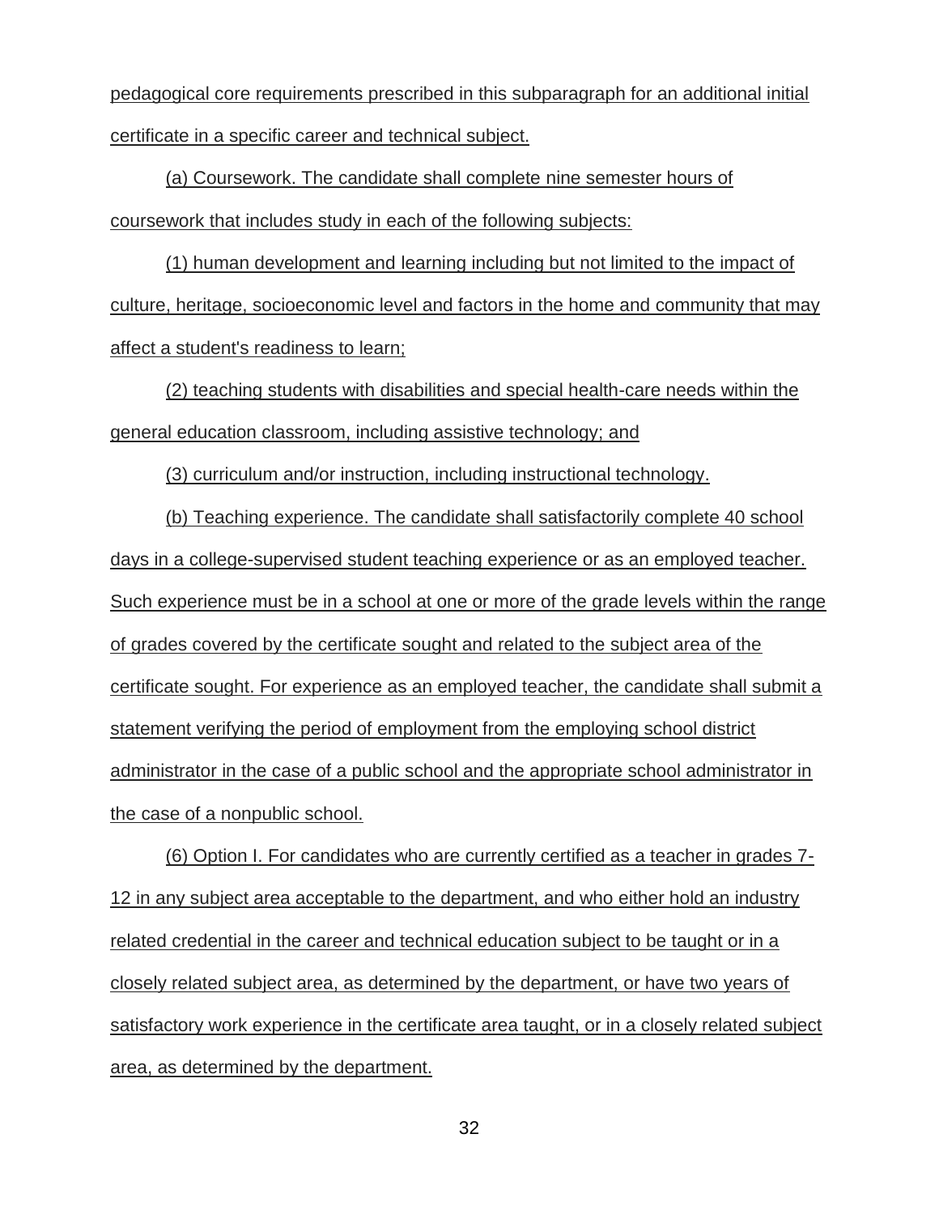pedagogical core requirements prescribed in this subparagraph for an additional initial certificate in a specific career and technical subject.

(a) Coursework. The candidate shall complete nine semester hours of coursework that includes study in each of the following subjects:

(1) human development and learning including but not limited to the impact of culture, heritage, socioeconomic level and factors in the home and community that may affect a student's readiness to learn;

(2) teaching students with disabilities and special health-care needs within the general education classroom, including assistive technology; and

(3) curriculum and/or instruction, including instructional technology.

(b) Teaching experience. The candidate shall satisfactorily complete 40 school days in a college-supervised student teaching experience or as an employed teacher. Such experience must be in a school at one or more of the grade levels within the range of grades covered by the certificate sought and related to the subject area of the certificate sought. For experience as an employed teacher, the candidate shall submit a statement verifying the period of employment from the employing school district administrator in the case of a public school and the appropriate school administrator in the case of a nonpublic school.

(6) Option I. For candidates who are currently certified as a teacher in grades 7-12 in any subject area acceptable to the department, and who either hold an industry related credential in the career and technical education subject to be taught or in a closely related subject area, as determined by the department, or have two years of satisfactory work experience in the certificate area taught, or in a closely related subject area, as determined by the department.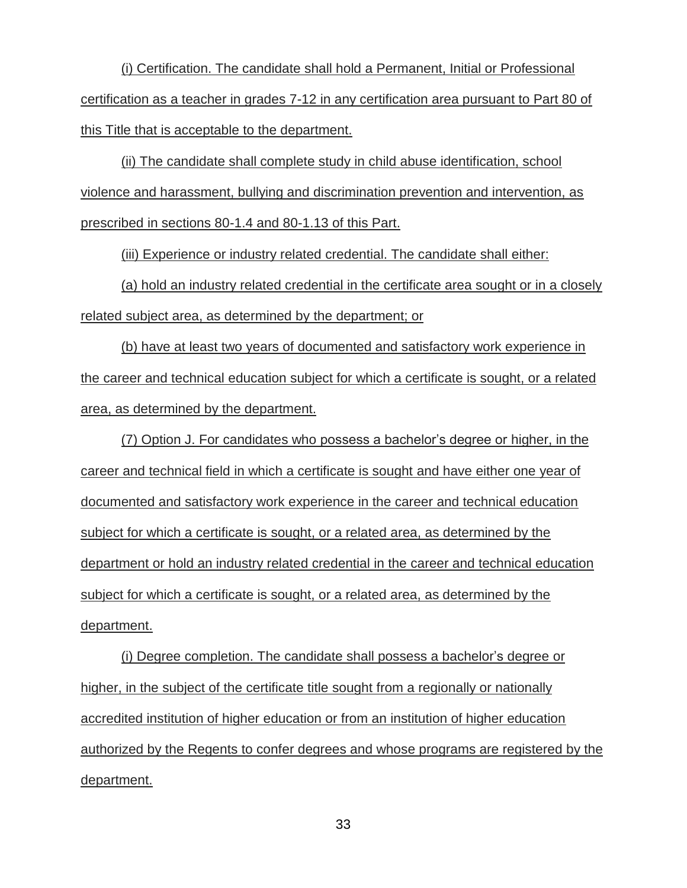(i) Certification. The candidate shall hold a Permanent, Initial or Professional certification as a teacher in grades 7-12 in any certification area pursuant to Part 80 of this Title that is acceptable to the department.

(ii) The candidate shall complete study in child abuse identification, school violence and harassment, bullying and discrimination prevention and intervention, as prescribed in sections 80-1.4 and 80-1.13 of this Part.

(iii) Experience or industry related credential. The candidate shall either:

(a) hold an industry related credential in the certificate area sought or in a closely related subject area, as determined by the department; or

(b) have at least two years of documented and satisfactory work experience in the career and technical education subject for which a certificate is sought, or a related area, as determined by the department.

(7) Option J. For candidates who possess a bachelor's degree or higher, in the career and technical field in which a certificate is sought and have either one year of documented and satisfactory work experience in the career and technical education subject for which a certificate is sought, or a related area, as determined by the department or hold an industry related credential in the career and technical education subject for which a certificate is sought, or a related area, as determined by the department.

(i) Degree completion. The candidate shall possess a bachelor's degree or higher, in the subject of the certificate title sought from a regionally or nationally accredited institution of higher education or from an institution of higher education authorized by the Regents to confer degrees and whose programs are registered by the department.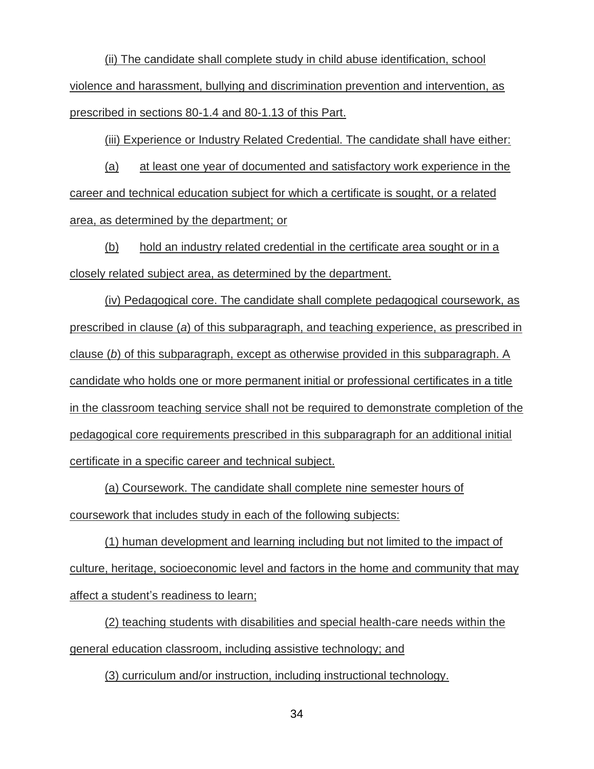(ii) The candidate shall complete study in child abuse identification, school violence and harassment, bullying and discrimination prevention and intervention, as prescribed in sections 80-1.4 and 80-1.13 of this Part.

(iii) Experience or Industry Related Credential. The candidate shall have either:

(a) at least one year of documented and satisfactory work experience in the career and technical education subject for which a certificate is sought, or a related area, as determined by the department; or

(b) hold an industry related credential in the certificate area sought or in a closely related subject area, as determined by the department.

(iv) Pedagogical core. The candidate shall complete pedagogical coursework, as prescribed in clause (*a*) of this subparagraph, and teaching experience, as prescribed in clause (*b*) of this subparagraph, except as otherwise provided in this subparagraph. A candidate who holds one or more permanent initial or professional certificates in a title in the classroom teaching service shall not be required to demonstrate completion of the pedagogical core requirements prescribed in this subparagraph for an additional initial certificate in a specific career and technical subject.

(a) Coursework. The candidate shall complete nine semester hours of coursework that includes study in each of the following subjects:

(1) human development and learning including but not limited to the impact of culture, heritage, socioeconomic level and factors in the home and community that may affect a student's readiness to learn;

(2) teaching students with disabilities and special health-care needs within the general education classroom, including assistive technology; and

(3) curriculum and/or instruction, including instructional technology.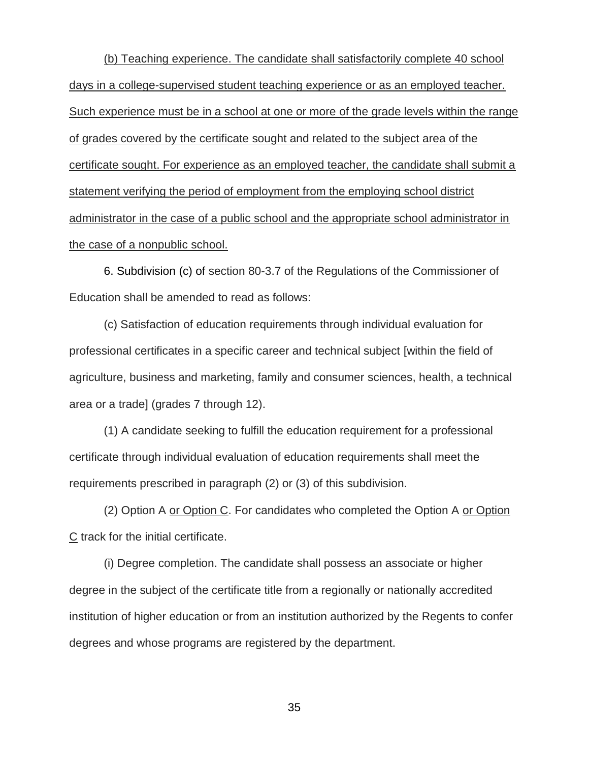<u>(b) Teaching experience. The candidate shall satisfactorily complete 40 school days in a college-supervised student teaching experience or as an employed teacher. Such experience must be in a school at one or more of the grade levels within the range of grades covered by the certificate sought and related to the subject area of the certificate sought. For experience as an employed teacher, the candidate shall submit a statement verifying the period of employment from the employing school district administrator in the case of a public school and the appropriate school administrator in the case of a nonpublic school.</u>

6. Subdivision (c) of section 80-3.7 of the Regulations of the Commissioner of Education shall be amended to read as follows:

(c) Satisfaction of education requirements through individual evaluation for professional certificates in a specific career and technical subject [within the field of agriculture, business and marketing, family and consumer sciences, health, a technical area or a trade] (grades 7 through 12).

(1) A candidate seeking to fulfill the education requirement for a professional certificate through individual evaluation of education requirements shall meet the requirements prescribed in paragraph (2) or (3) of this subdivision.

(2) Option A <u>or Option C</u>. For candidates who completed the Option A <u>or Option C</u> track for the initial certificate.

(i) Degree completion. The candidate shall possess an associate or higher degree in the subject of the certificate title from a regionally or nationally accredited institution of higher education or from an institution authorized by the Regents to confer degrees and whose programs are registered by the department.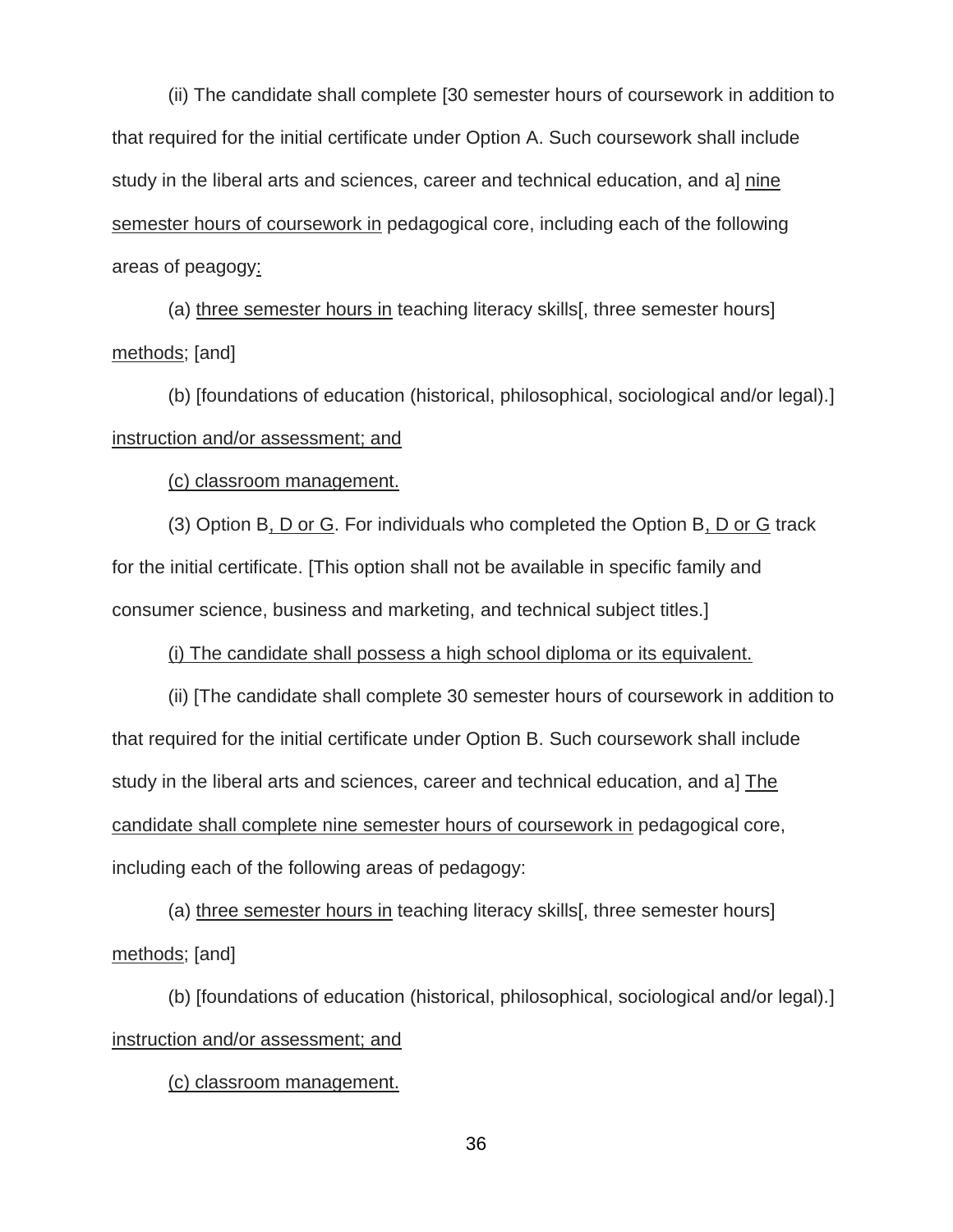(ii) The candidate shall complete [30 semester hours of coursework in addition to that required for the initial certificate under Option A. Such coursework shall include study in the liberal arts and sciences, career and technical education, and a] <u>nine semester hours of coursework in</u> pedagogical core, including each of the following areas of peagogy<u>:</u>

(a) <u>three semester hours in</u> teaching literacy skills[, three semester hours] <u>methods</u>; [and]

(b) [foundations of education (historical, philosophical, sociological and/or legal).] <u>instruction and/or assessment; and</u>

<u>(c) classroom management.</u>

(3) Option B<u>, D or G</u>. For individuals who completed the Option B<u>, D or G</u> track for the initial certificate. [This option shall not be available in specific family and consumer science, business and marketing, and technical subject titles.]

<u>(i) The candidate shall possess a high school diploma or its equivalent.</u>

(ii) [The candidate shall complete 30 semester hours of coursework in addition to that required for the initial certificate under Option B. Such coursework shall include study in the liberal arts and sciences, career and technical education, and a] <u>The candidate shall complete nine semester hours of coursework in</u> pedagogical core, including each of the following areas of pedagogy:

(a) <u>three semester hours in</u> teaching literacy skills[, three semester hours] <u>methods</u>; [and]

(b) [foundations of education (historical, philosophical, sociological and/or legal).] <u>instruction and/or assessment; and</u>

<u>(c) classroom management.</u>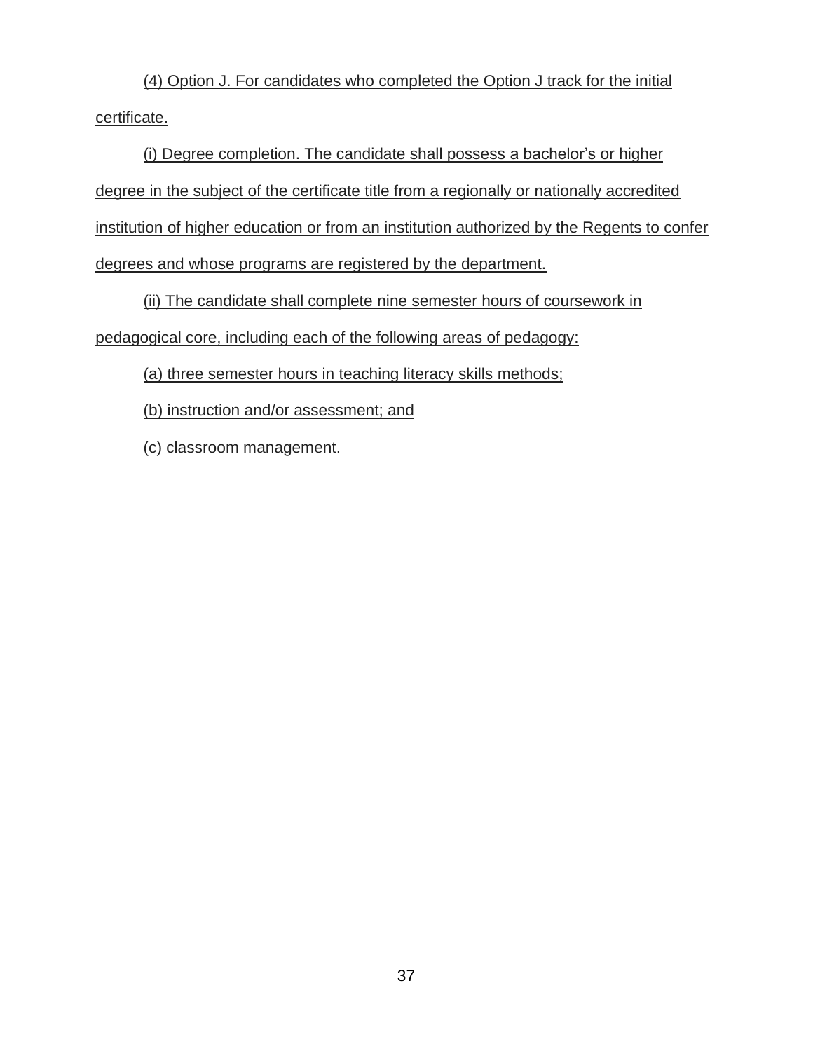(4) Option J. For candidates who completed the Option J track for the initial certificate.

(i) Degree completion. The candidate shall possess a bachelor's or higher degree in the subject of the certificate title from a regionally or nationally accredited institution of higher education or from an institution authorized by the Regents to confer degrees and whose programs are registered by the department.

(ii) The candidate shall complete nine semester hours of coursework in pedagogical core, including each of the following areas of pedagogy:

(a) three semester hours in teaching literacy skills methods;

(b) instruction and/or assessment; and

(c) classroom management.